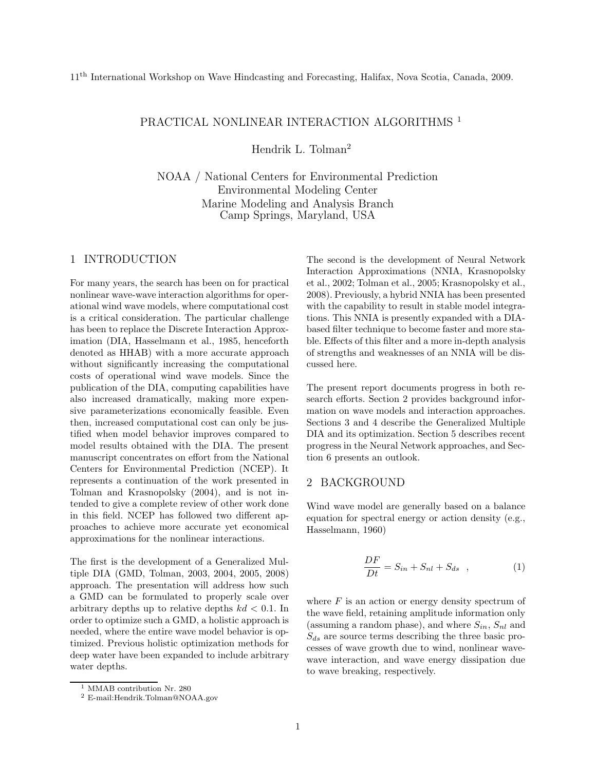11th International Workshop on Wave Hindcasting and Forecasting, Halifax, Nova Scotia, Canada, 2009.

# PRACTICAL NONLINEAR INTERACTION ALGORITHMS [1]

Hendrik L. Tolman[2]

NOAA / National Centers for Environmental Prediction
Environmental Modeling Center
Marine Modeling and Analysis Branch
Camp Springs, Maryland, USA

## 1 INTRODUCTION

For many years, the search has been on for practical nonlinear wave-wave interaction algorithms for operational wind wave models, where computational cost is a critical consideration. The particular challenge has been to replace the Discrete Interaction Approximation (DIA, Hasselmann et al., 1985, henceforth denoted as HHAB) with a more accurate approach without significantly increasing the computational costs of operational wind wave models. Since the publication of the DIA, computing capabilities have also increased dramatically, making more expensive parameterizations economically feasible. Even then, increased computational cost can only be justified when model behavior improves compared to model results obtained with the DIA. The present manuscript concentrates on effort from the National Centers for Environmental Prediction (NCEP). It represents a continuation of the work presented in Tolman and Krasnopolsky (2004), and is not intended to give a complete review of other work done in this field. NCEP has followed two different approaches to achieve more accurate yet economical approximations for the nonlinear interactions.

The first is the development of a Generalized Multiple DIA (GMD, Tolman, 2003, 2004, 2005, 2008) approach. The presentation will address how such a GMD can be formulated to properly scale over arbitrary depths up to relative depths $kd < 0.1$. In order to optimize such a GMD, a holistic approach is needed, where the entire wave model behavior is optimized. Previous holistic optimization methods for deep water have been expanded to include arbitrary water depths.

The second is the development of Neural Network Interaction Approximations (NNIA, Krasnopolsky et al., 2002; Tolman et al., 2005; Krasnopolsky et al., 2008). Previously, a hybrid NNIA has been presented with the capability to result in stable model integrations. This NNIA is presently expanded with a DIA-based filter technique to become faster and more stable. Effects of this filter and a more in-depth analysis of strengths and weaknesses of an NNIA will be discussed here.

The present report documents progress in both research efforts. Section 2 provides background information on wave models and interaction approaches. Sections 3 and 4 describe the Generalized Multiple DIA and its optimization. Section 5 describes recent progress in the Neural Network approaches, and Section 6 presents an outlook.

## 2 BACKGROUND

Wind wave model are generally based on a balance equation for spectral energy or action density (e.g., Hasselmann, 1960)

$$\frac{DF}{Dt} = S_{in} + S_{nl} + S_{ds} \quad , \tag{1}$$

where $F$ is an action or energy density spectrum of the wave field, retaining amplitude information only (assuming a random phase), and where $S_{in}$, $S_{nl}$ and $S_{ds}$ are source terms describing the three basic processes of wave growth due to wind, nonlinear wave-wave interaction, and wave energy dissipation due to wave breaking, respectively.

---

[1] MMAB contribution Nr. 280

[2] E-mail:Hendrik.Tolman@NOAA.gov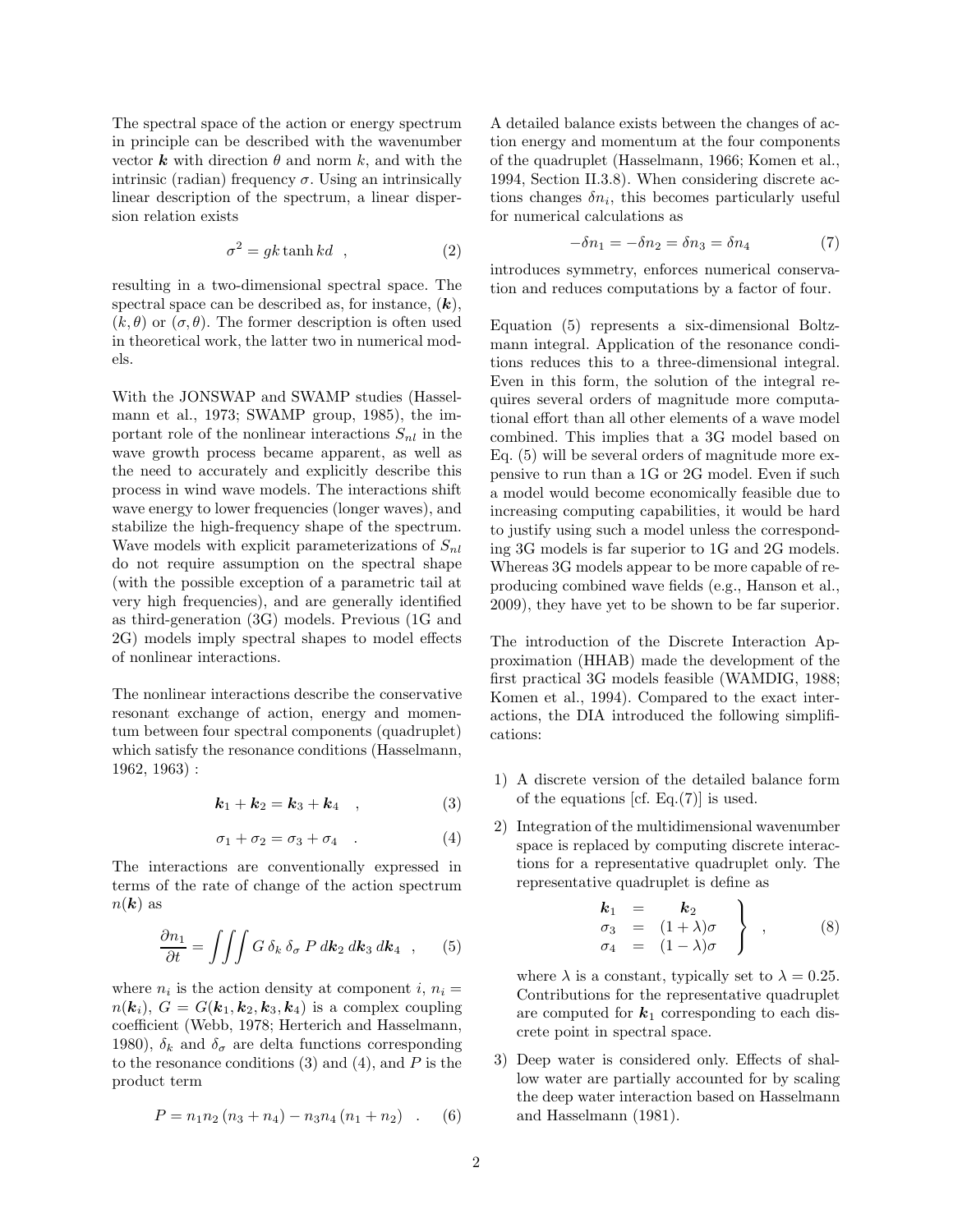The spectral space of the action or energy spectrum in principle can be described with the wavenumber vector $\boldsymbol{k}$ with direction $\theta$ and norm $k$, and with the intrinsic (radian) frequency $\sigma$. Using an intrinsically linear description of the spectrum, a linear dispersion relation exists

$$\sigma^2 = gk \tanh kd \quad , \tag{2}$$

resulting in a two-dimensional spectral space. The spectral space can be described as, for instance, $(\boldsymbol{k})$, $(k, \theta)$ or $(\sigma, \theta)$. The former description is often used in theoretical work, the latter two in numerical models.

With the JONSWAP and SWAMP studies (Hasselmann et al., 1973; SWAMP group, 1985), the important role of the nonlinear interactions $S_{nl}$ in the wave growth process became apparent, as well as the need to accurately and explicitly describe this process in wind wave models. The interactions shift wave energy to lower frequencies (longer waves), and stabilize the high-frequency shape of the spectrum. Wave models with explicit parameterizations of $S_{nl}$ do not require assumption on the spectral shape (with the possible exception of a parametric tail at very high frequencies), and are generally identified as third-generation (3G) models. Previous (1G and 2G) models imply spectral shapes to model effects of nonlinear interactions.

The nonlinear interactions describe the conservative resonant exchange of action, energy and momentum between four spectral components (quadruplet) which satisfy the resonance conditions (Hasselmann, 1962, 1963) :

$$\boldsymbol{k}_1 + \boldsymbol{k}_2 = \boldsymbol{k}_3 + \boldsymbol{k}_4 \quad , \tag{3}$$

$$\sigma_1 + \sigma_2 = \sigma_3 + \sigma_4 \quad . \tag{4}$$

The interactions are conventionally expressed in terms of the rate of change of the action spectrum $n(\boldsymbol{k})$ as

$$\frac{\partial n_1}{\partial t} = \iiint G \, \delta_k \, \delta_\sigma \, P \, d\boldsymbol{k}_2 \, d\boldsymbol{k}_3 \, d\boldsymbol{k}_4 \quad , \tag{5}$$

where $n_i$ is the action density at component $i$, $n_i = n(\boldsymbol{k}_i)$, $G = G(\boldsymbol{k}_1, \boldsymbol{k}_2, \boldsymbol{k}_3, \boldsymbol{k}_4)$ is a complex coupling coefficient (Webb, 1978; Herterich and Hasselmann, 1980), $\delta_k$ and $\delta_\sigma$ are delta functions corresponding to the resonance conditions (3) and (4), and $P$ is the product term

$$P = n_1 n_2 \,(n_3 + n_4) - n_3 n_4 \,(n_1 + n_2) \quad . \tag{6}$$

A detailed balance exists between the changes of action energy and momentum at the four components of the quadruplet (Hasselmann, 1966; Komen et al., 1994, Section II.3.8). When considering discrete actions changes $\delta n_i$, this becomes particularly useful for numerical calculations as

$$-\delta n_1 = -\delta n_2 = \delta n_3 = \delta n_4 \tag{7}$$

introduces symmetry, enforces numerical conservation and reduces computations by a factor of four.

Equation (5) represents a six-dimensional Boltzmann integral. Application of the resonance conditions reduces this to a three-dimensional integral. Even in this form, the solution of the integral requires several orders of magnitude more computational effort than all other elements of a wave model combined. This implies that a 3G model based on Eq. (5) will be several orders of magnitude more expensive to run than a 1G or 2G model. Even if such a model would become economically feasible due to increasing computing capabilities, it would be hard to justify using such a model unless the corresponding 3G models is far superior to 1G and 2G models. Whereas 3G models appear to be more capable of reproducing combined wave fields (e.g., Hanson et al., 2009), they have yet to be shown to be far superior.

The introduction of the Discrete Interaction Approximation (HHAB) made the development of the first practical 3G models feasible (WAMDIG, 1988; Komen et al., 1994). Compared to the exact interactions, the DIA introduced the following simplifications:

1) A discrete version of the detailed balance form of the equations [cf. Eq.(7)] is used.

2) Integration of the multidimensional wavenumber space is replaced by computing discrete interactions for a representative quadruplet only. The representative quadruplet is define as

$$\left.\begin{array}{lcl} \boldsymbol{k}_1 & = & \boldsymbol{k}_2 \\ \sigma_3 & = & (1+\lambda)\sigma \\ \sigma_4 & = & (1-\lambda)\sigma \end{array}\right\} \quad , \tag{8}$$

where $\lambda$ is a constant, typically set to $\lambda = 0.25$. Contributions for the representative quadruplet are computed for $\boldsymbol{k}_1$ corresponding to each discrete point in spectral space.

3) Deep water is considered only. Effects of shallow water are partially accounted for by scaling the deep water interaction based on Hasselmann and Hasselmann (1981).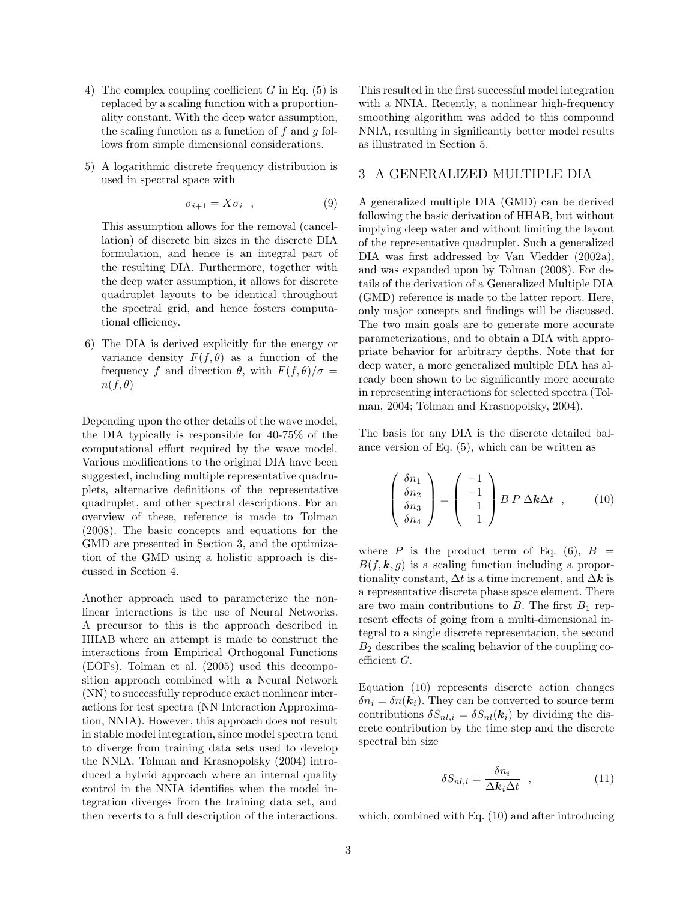4) The complex coupling coefficient $G$ in Eq. (5) is replaced by a scaling function with a proportionality constant. With the deep water assumption, the scaling function as a function of $f$ and $g$ follows from simple dimensional considerations.

5) A logarithmic discrete frequency distribution is used in spectral space with

$$\sigma_{i+1} = X\sigma_i \quad , \tag{9}$$

   This assumption allows for the removal (cancellation) of discrete bin sizes in the discrete DIA formulation, and hence is an integral part of the resulting DIA. Furthermore, together with the deep water assumption, it allows for discrete quadruplet layouts to be identical throughout the spectral grid, and hence fosters computational efficiency.

6) The DIA is derived explicitly for the energy or variance density $F(f, \theta)$ as a function of the frequency $f$ and direction $\theta$, with $F(f, \theta)/\sigma = n(f, \theta)$

Depending upon the other details of the wave model, the DIA typically is responsible for 40-75% of the computational effort required by the wave model. Various modifications to the original DIA have been suggested, including multiple representative quadruplets, alternative definitions of the representative quadruplet, and other spectral descriptions. For an overview of these, reference is made to Tolman (2008). The basic concepts and equations for the GMD are presented in Section 3, and the optimization of the GMD using a holistic approach is discussed in Section 4.

Another approach used to parameterize the nonlinear interactions is the use of Neural Networks. A precursor to this is the approach described in HHAB where an attempt is made to construct the interactions from Empirical Orthogonal Functions (EOFs). Tolman et al. (2005) used this decomposition approach combined with a Neural Network (NN) to successfully reproduce exact nonlinear interactions for test spectra (NN Interaction Approximation, NNIA). However, this approach does not result in stable model integration, since model spectra tend to diverge from training data sets used to develop the NNIA. Tolman and Krasnopolsky (2004) introduced a hybrid approach where an internal quality control in the NNIA identifies when the model integration diverges from the training data set, and then reverts to a full description of the interactions. This resulted in the first successful model integration with a NNIA. Recently, a nonlinear high-frequency smoothing algorithm was added to this compound NNIA, resulting in significantly better model results as illustrated in Section 5.

## 3 A GENERALIZED MULTIPLE DIA

A generalized multiple DIA (GMD) can be derived following the basic derivation of HHAB, but without implying deep water and without limiting the layout of the representative quadruplet. Such a generalized DIA was first addressed by Van Vledder (2002a), and was expanded upon by Tolman (2008). For details of the derivation of a Generalized Multiple DIA (GMD) reference is made to the latter report. Here, only major concepts and findings will be discussed. The two main goals are to generate more accurate parameterizations, and to obtain a DIA with appropriate behavior for arbitrary depths. Note that for deep water, a more generalized multiple DIA has already been shown to be significantly more accurate in representing interactions for selected spectra (Tolman, 2004; Tolman and Krasnopolsky, 2004).

The basis for any DIA is the discrete detailed balance version of Eq. (5), which can be written as

$$\begin{pmatrix} \delta n_1 \\ \delta n_2 \\ \delta n_3 \\ \delta n_4 \end{pmatrix} = \begin{pmatrix} -1 \\ -1 \\ 1 \\ 1 \end{pmatrix} B \, P \, \Delta\boldsymbol{k} \Delta t \quad , \tag{10}$$

where $P$ is the product term of Eq. (6), $B = B(f, \boldsymbol{k}, g)$ is a scaling function including a proportionality constant, $\Delta t$ is a time increment, and $\Delta\boldsymbol{k}$ is a representative discrete phase space element. There are two main contributions to $B$. The first $B_1$ represent effects of going from a multi-dimensional integral to a single discrete representation, the second $B_2$ describes the scaling behavior of the coupling coefficient $G$.

Equation (10) represents discrete action changes $\delta n_i = \delta n(\boldsymbol{k}_i)$. They can be converted to source term contributions $\delta S_{nl,i} = \delta S_{nl}(\boldsymbol{k}_i)$ by dividing the discrete contribution by the time step and the discrete spectral bin size

$$\delta S_{nl,i} = \frac{\delta n_i}{\Delta\boldsymbol{k}_i \Delta t} \quad , \tag{11}$$

which, combined with Eq. (10) and after introducing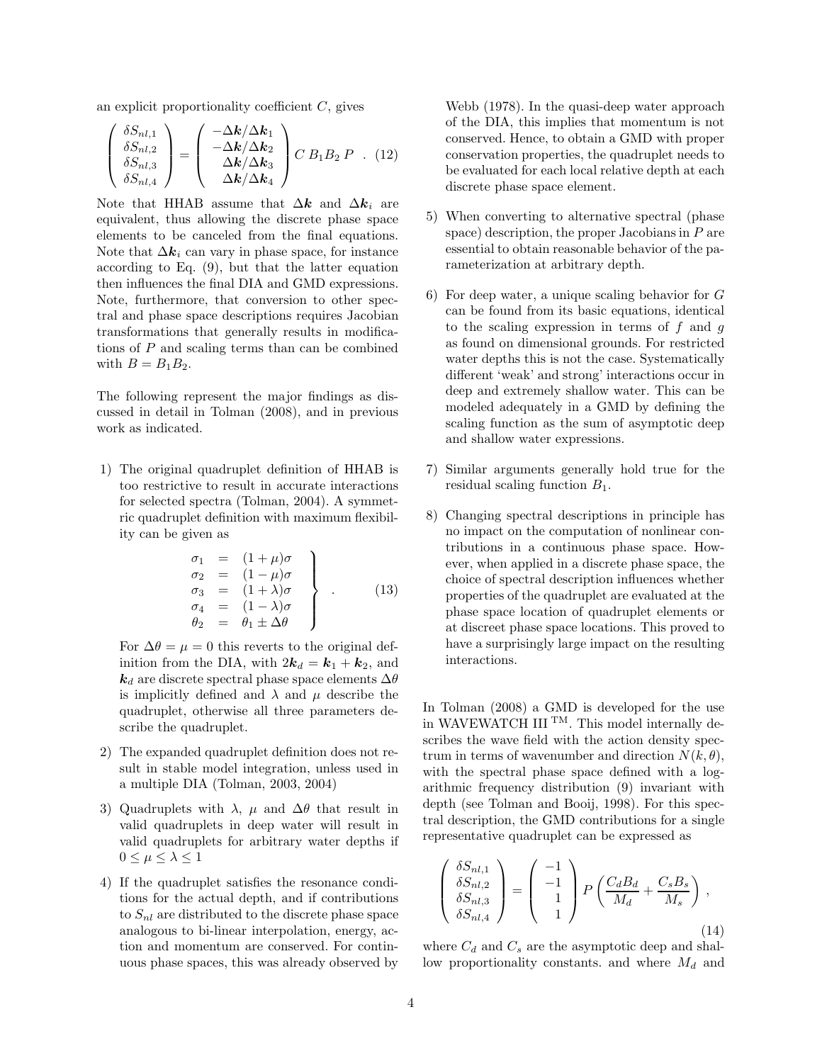an explicit proportionality coefficient $C$, gives

$$\begin{pmatrix} \delta S_{nl,1} \\ \delta S_{nl,2} \\ \delta S_{nl,3} \\ \delta S_{nl,4} \end{pmatrix} = \begin{pmatrix} -\Delta \boldsymbol{k}/\Delta \boldsymbol{k}_1 \\ -\Delta \boldsymbol{k}/\Delta \boldsymbol{k}_2 \\ \Delta \boldsymbol{k}/\Delta \boldsymbol{k}_3 \\ \Delta \boldsymbol{k}/\Delta \boldsymbol{k}_4 \end{pmatrix} C \, B_1 B_2 \, P \quad . \quad (12)$$

Note that HHAB assume that $\Delta \boldsymbol{k}$ and $\Delta \boldsymbol{k}_i$ are equivalent, thus allowing the discrete phase space elements to be canceled from the final equations. Note that $\Delta \boldsymbol{k}_i$ can vary in phase space, for instance according to Eq. (9), but that the latter equation then influences the final DIA and GMD expressions. Note, furthermore, that conversion to other spectral and phase space descriptions requires Jacobian transformations that generally results in modifications of $P$ and scaling terms than can be combined with $B = B_1 B_2$.

The following represent the major findings as discussed in detail in Tolman (2008), and in previous work as indicated.

1) The original quadruplet definition of HHAB is too restrictive to result in accurate interactions for selected spectra (Tolman, 2004). A symmetric quadruplet definition with maximum flexibility can be given as

$$\left.\begin{array}{rcl} \sigma_1 & = & (1+\mu)\sigma \\ \sigma_2 & = & (1-\mu)\sigma \\ \sigma_3 & = & (1+\lambda)\sigma \\ \sigma_4 & = & (1-\lambda)\sigma \\ \theta_2 & = & \theta_1 \pm \Delta\theta \end{array}\right\} \quad . \quad (13)$$

   For $\Delta\theta = \mu = 0$ this reverts to the original definition from the DIA, with $2\boldsymbol{k}_d = \boldsymbol{k}_1 + \boldsymbol{k}_2$, and $\boldsymbol{k}_d$ are discrete spectral phase space elements $\Delta\theta$ is implicitly defined and $\lambda$ and $\mu$ describe the quadruplet, otherwise all three parameters describe the quadruplet.

2) The expanded quadruplet definition does not result in stable model integration, unless used in a multiple DIA (Tolman, 2003, 2004)

3) Quadruplets with $\lambda$, $\mu$ and $\Delta\theta$ that result in valid quadruplets in deep water will result in valid quadruplets for arbitrary water depths if $0 \leq \mu \leq \lambda \leq 1$

4) If the quadruplet satisfies the resonance conditions for the actual depth, and if contributions to $S_{nl}$ are distributed to the discrete phase space analogous to bi-linear interpolation, energy, action and momentum are conserved. For continuous phase spaces, this was already observed by Webb (1978). In the quasi-deep water approach of the DIA, this implies that momentum is not conserved. Hence, to obtain a GMD with proper conservation properties, the quadruplet needs to be evaluated for each local relative depth at each discrete phase space element.

5) When converting to alternative spectral (phase space) description, the proper Jacobians in $P$ are essential to obtain reasonable behavior of the parameterization at arbitrary depth.

6) For deep water, a unique scaling behavior for $G$ can be found from its basic equations, identical to the scaling expression in terms of $f$ and $g$ as found on dimensional grounds. For restricted water depths this is not the case. Systematically different 'weak' and strong' interactions occur in deep and extremely shallow water. This can be modeled adequately in a GMD by defining the scaling function as the sum of asymptotic deep and shallow water expressions.

7) Similar arguments generally hold true for the residual scaling function $B_1$.

8) Changing spectral descriptions in principle has no impact on the computation of nonlinear contributions in a continuous phase space. However, when applied in a discrete phase space, the choice of spectral description influences whether properties of the quadruplet are evaluated at the phase space location of quadruplet elements or at discreet phase space locations. This proved to have a surprisingly large impact on the resulting interactions.

In Tolman (2008) a GMD is developed for the use in WAVEWATCH III $^{\text{TM}}$. This model internally describes the wave field with the action density spectrum in terms of wavenumber and direction $N(k, \theta)$, with the spectral phase space defined with a logarithmic frequency distribution (9) invariant with depth (see Tolman and Booij, 1998). For this spectral description, the GMD contributions for a single representative quadruplet can be expressed as

$$\begin{pmatrix} \delta S_{nl,1} \\ \delta S_{nl,2} \\ \delta S_{nl,3} \\ \delta S_{nl,4} \end{pmatrix} = \begin{pmatrix} -1 \\ -1 \\ 1 \\ 1 \end{pmatrix} P \left( \frac{C_d B_d}{M_d} + \frac{C_s B_s}{M_s} \right) , \quad (14)$$

where $C_d$ and $C_s$ are the asymptotic deep and shallow proportionality constants. and where $M_d$ and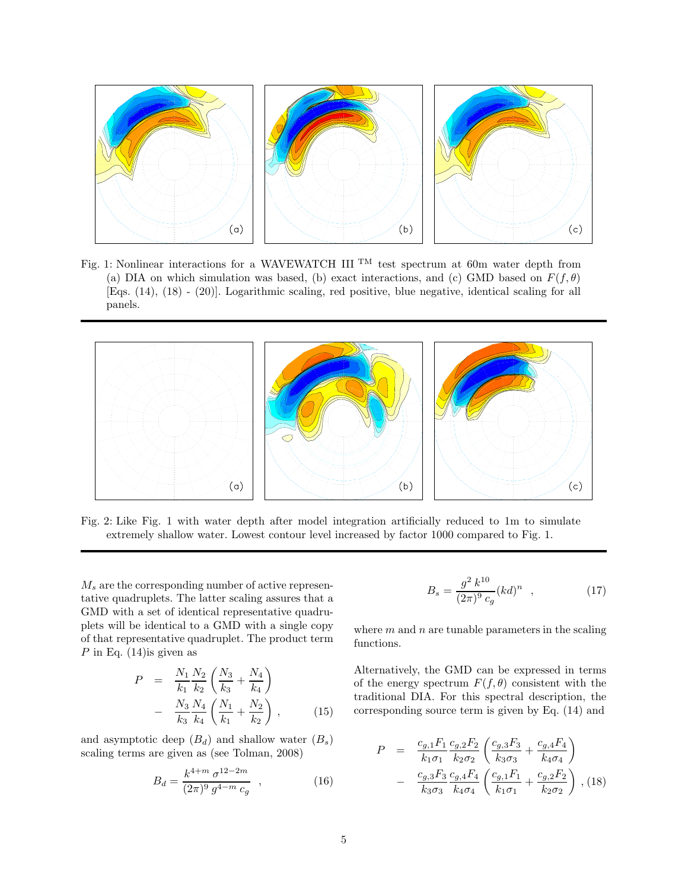Fig. 1: Nonlinear interactions for a WAVEWATCH III ™ test spectrum at 60m water depth from (a) DIA on which simulation was based, (b) exact interactions, and (c) GMD based on $F(f,\theta)$ [Eqs. (14), (18) - (20)]. Logarithmic scaling, red positive, blue negative, identical scaling for all panels.

Fig. 2: Like Fig. 1 with water depth after model integration artificially reduced to 1m to simulate extremely shallow water. Lowest contour level increased by factor 1000 compared to Fig. 1.

$M_s$ are the corresponding number of active representative quadruplets. The latter scaling assures that a GMD with a set of identical representative quadruplets will be identical to a GMD with a single copy of that representative quadruplet. The product term $P$ in Eq. (14)is given as

$$P = \frac{N_1}{k_1}\frac{N_2}{k_2}\left(\frac{N_3}{k_3}+\frac{N_4}{k_4}\right) - \frac{N_3}{k_3}\frac{N_4}{k_4}\left(\frac{N_1}{k_1}+\frac{N_2}{k_2}\right) , \qquad (15)$$

and asymptotic deep ($B_d$) and shallow water ($B_s$) scaling terms are given as (see Tolman, 2008)

$$B_d = \frac{k^{4+m}\,\sigma^{12-2m}}{(2\pi)^9\,g^{4-m}\,c_g} \quad , \qquad (16)$$

$$B_s = \frac{g^2\,k^{10}}{(2\pi)^9\,c_g}(kd)^n \quad , \qquad (17)$$

where $m$ and $n$ are tunable parameters in the scaling functions.

Alternatively, the GMD can be expressed in terms of the energy spectrum $F(f,\theta)$ consistent with the traditional DIA. For this spectral description, the corresponding source term is given by Eq. (14) and

$$P = \frac{c_{g,1}F_1}{k_1\sigma_1}\frac{c_{g,2}F_2}{k_2\sigma_2}\left(\frac{c_{g,3}F_3}{k_3\sigma_3}+\frac{c_{g,4}F_4}{k_4\sigma_4}\right) - \frac{c_{g,3}F_3}{k_3\sigma_3}\frac{c_{g,4}F_4}{k_4\sigma_4}\left(\frac{c_{g,1}F_1}{k_1\sigma_1}+\frac{c_{g,2}F_2}{k_2\sigma_2}\right) , \qquad (18)$$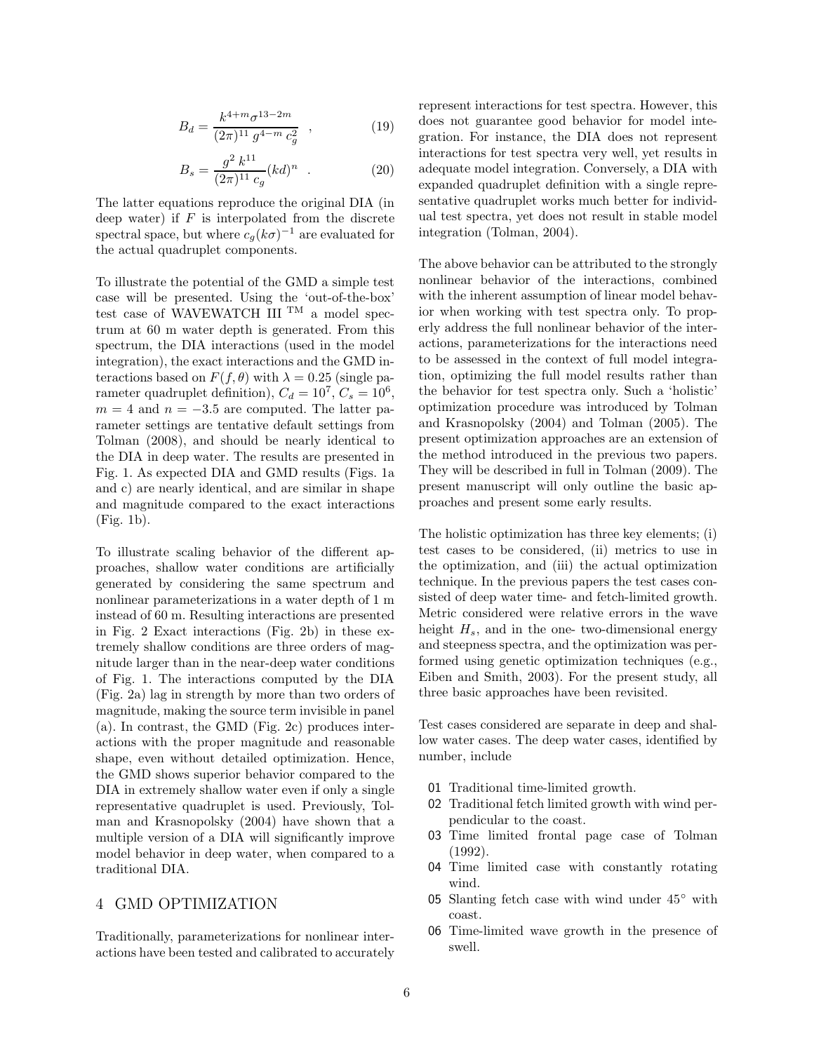$$B_d = \frac{k^{4+m}\sigma^{13-2m}}{(2\pi)^{11}\, g^{4-m}\, c_g^2} \quad , \tag{19}$$

$$B_s = \frac{g^2\, k^{11}}{(2\pi)^{11}\, c_g}(kd)^n \quad . \tag{20}$$

The latter equations reproduce the original DIA (in deep water) if $F$ is interpolated from the discrete spectral space, but where $c_g(k\sigma)^{-1}$ are evaluated for the actual quadruplet components.

To illustrate the potential of the GMD a simple test case will be presented. Using the 'out-of-the-box' test case of WAVEWATCH III $^{\text{TM}}$ a model spectrum at 60 m water depth is generated. From this spectrum, the DIA interactions (used in the model integration), the exact interactions and the GMD interactions based on $F(f,\theta)$ with $\lambda = 0.25$ (single parameter quadruplet definition), $C_d = 10^7$, $C_s = 10^6$, $m = 4$ and $n = -3.5$ are computed. The latter parameter settings are tentative default settings from Tolman (2008), and should be nearly identical to the DIA in deep water. The results are presented in Fig. 1. As expected DIA and GMD results (Figs. 1a and c) are nearly identical, and are similar in shape and magnitude compared to the exact interactions (Fig. 1b).

To illustrate scaling behavior of the different approaches, shallow water conditions are artificially generated by considering the same spectrum and nonlinear parameterizations in a water depth of 1 m instead of 60 m. Resulting interactions are presented in Fig. 2 Exact interactions (Fig. 2b) in these extremely shallow conditions are three orders of magnitude larger than in the near-deep water conditions of Fig. 1. The interactions computed by the DIA (Fig. 2a) lag in strength by more than two orders of magnitude, making the source term invisible in panel (a). In contrast, the GMD (Fig. 2c) produces interactions with the proper magnitude and reasonable shape, even without detailed optimization. Hence, the GMD shows superior behavior compared to the DIA in extremely shallow water even if only a single representative quadruplet is used. Previously, Tolman and Krasnopolsky (2004) have shown that a multiple version of a DIA will significantly improve model behavior in deep water, when compared to a traditional DIA.

# 4 GMD OPTIMIZATION

Traditionally, parameterizations for nonlinear interactions have been tested and calibrated to accurately represent interactions for test spectra. However, this does not guarantee good behavior for model integration. For instance, the DIA does not represent interactions for test spectra very well, yet results in adequate model integration. Conversely, a DIA with expanded quadruplet definition with a single representative quadruplet works much better for individual test spectra, yet does not result in stable model integration (Tolman, 2004).

The above behavior can be attributed to the strongly nonlinear behavior of the interactions, combined with the inherent assumption of linear model behavior when working with test spectra only. To properly address the full nonlinear behavior of the interactions, parameterizations for the interactions need to be assessed in the context of full model integration, optimizing the full model results rather than the behavior for test spectra only. Such a 'holistic' optimization procedure was introduced by Tolman and Krasnopolsky (2004) and Tolman (2005). The present optimization approaches are an extension of the method introduced in the previous two papers. They will be described in full in Tolman (2009). The present manuscript will only outline the basic approaches and present some early results.

The holistic optimization has three key elements; (i) test cases to be considered, (ii) metrics to use in the optimization, and (iii) the actual optimization technique. In the previous papers the test cases consisted of deep water time- and fetch-limited growth. Metric considered were relative errors in the wave height $H_s$, and in the one- two-dimensional energy and steepness spectra, and the optimization was performed using genetic optimization techniques (e.g., Eiben and Smith, 2003). For the present study, all three basic approaches have been revisited.

Test cases considered are separate in deep and shallow water cases. The deep water cases, identified by number, include

- 01 Traditional time-limited growth.
- 02 Traditional fetch limited growth with wind perpendicular to the coast.
- 03 Time limited frontal page case of Tolman (1992).
- 04 Time limited case with constantly rotating wind.
- 05 Slanting fetch case with wind under 45° with coast.
- 06 Time-limited wave growth in the presence of swell.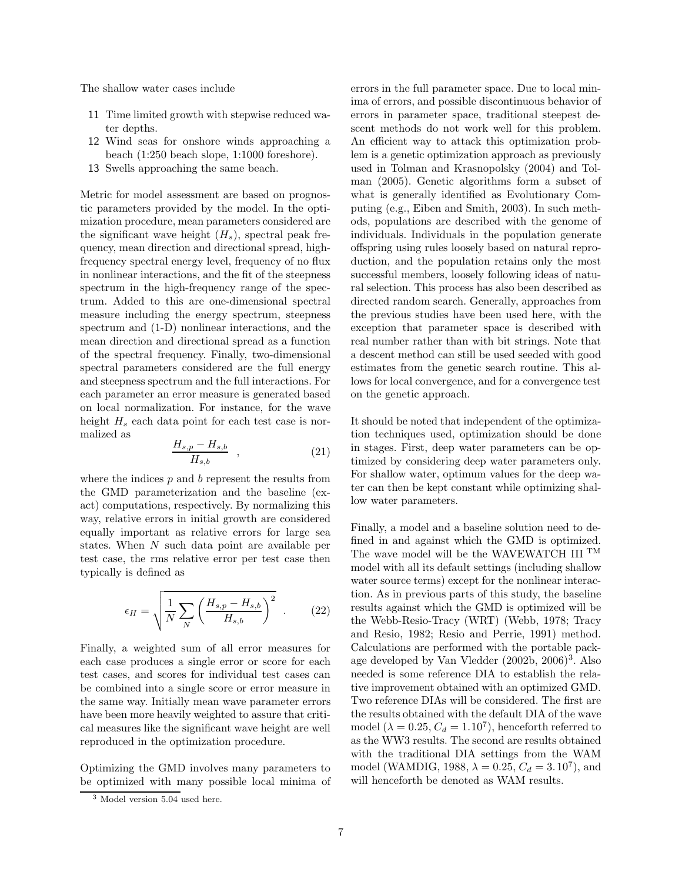The shallow water cases include

11 Time limited growth with stepwise reduced water depths.
12 Wind seas for onshore winds approaching a beach (1:250 beach slope, 1:1000 foreshore).
13 Swells approaching the same beach.

Metric for model assessment are based on prognostic parameters provided by the model. In the optimization procedure, mean parameters considered are the significant wave height ($H_s$), spectral peak frequency, mean direction and directional spread, high-frequency spectral energy level, frequency of no flux in nonlinear interactions, and the fit of the steepness spectrum in the high-frequency range of the spectrum. Added to this are one-dimensional spectral measure including the energy spectrum, steepness spectrum and (1-D) nonlinear interactions, and the mean direction and directional spread as a function of the spectral frequency. Finally, two-dimensional spectral parameters considered are the full energy and steepness spectrum and the full interactions. For each parameter an error measure is generated based on local normalization. For instance, for the wave height $H_s$ each data point for each test case is normalized as

$$\frac{H_{s,p} - H_{s,b}}{H_{s,b}} \quad , \tag{21}$$

where the indices $p$ and $b$ represent the results from the GMD parameterization and the baseline (exact) computations, respectively. By normalizing this way, relative errors in initial growth are considered equally important as relative errors for large sea states. When $N$ such data point are available per test case, the rms relative error per test case then typically is defined as

$$\epsilon_H = \sqrt{\frac{1}{N} \sum_N \left( \frac{H_{s,p} - H_{s,b}}{H_{s,b}} \right)^2} \quad . \tag{22}$$

Finally, a weighted sum of all error measures for each case produces a single error or score for each test cases, and scores for individual test cases can be combined into a single score or error measure in the same way. Initially mean wave parameter errors have been more heavily weighted to assure that critical measures like the significant wave height are well reproduced in the optimization procedure.

Optimizing the GMD involves many parameters to be optimized with many possible local minima of errors in the full parameter space. Due to local minima of errors, and possible discontinuous behavior of errors in parameter space, traditional steepest descent methods do not work well for this problem. An efficient way to attack this optimization problem is a genetic optimization approach as previously used in Tolman and Krasnopolsky (2004) and Tolman (2005). Genetic algorithms form a subset of what is generally identified as Evolutionary Computing (e.g., Eiben and Smith, 2003). In such methods, populations are described with the genome of individuals. Individuals in the population generate offspring using rules loosely based on natural reproduction, and the population retains only the most successful members, loosely following ideas of natural selection. This process has also been described as directed random search. Generally, approaches from the previous studies have been used here, with the exception that parameter space is described with real number rather than with bit strings. Note that a descent method can still be used seeded with good estimates from the genetic search routine. This allows for local convergence, and for a convergence test on the genetic approach.

It should be noted that independent of the optimization techniques used, optimization should be done in stages. First, deep water parameters can be optimized by considering deep water parameters only. For shallow water, optimum values for the deep water can then be kept constant while optimizing shallow water parameters.

Finally, a model and a baseline solution need to defined in and against which the GMD is optimized. The wave model will be the WAVEWATCH III ™ model with all its default settings (including shallow water source terms) except for the nonlinear interaction. As in previous parts of this study, the baseline results against which the GMD is optimized will be the Webb-Resio-Tracy (WRT) (Webb, 1978; Tracy and Resio, 1982; Resio and Perrie, 1991) method. Calculations are performed with the portable package developed by Van Vledder (2002b, 2006)[3]. Also needed is some reference DIA to establish the relative improvement obtained with an optimized GMD. Two reference DIAs will be considered. The first are the results obtained with the default DIA of the wave model ($\lambda = 0.25$, $C_d = 1.10^7$), henceforth referred to as the WW3 results. The second are results obtained with the traditional DIA settings from the WAM model (WAMDIG, 1988, $\lambda = 0.25$, $C_d = 3.10^7$), and will henceforth be denoted as WAM results.

[3] Model version 5.04 used here.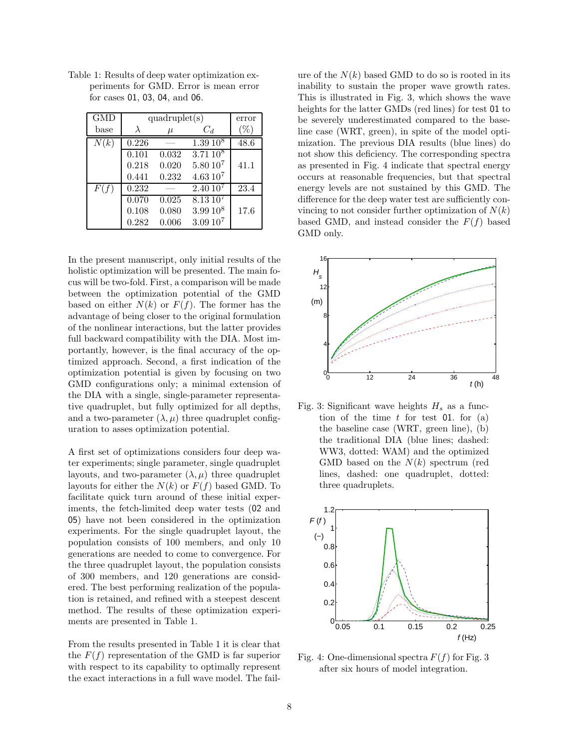Table 1: Results of deep water optimization experiments for GMD. Error is mean error for cases 01, 03, 04, and 06.

| GMD base | quadruplet(s) $\lambda$ | $\mu$ | $C_d$ | error (%) |
|---|---|---|---|---|
| $N(k)$ | 0.226 | — | $1.39\,10^8$ | 48.6 |
| | 0.101 | 0.032 | $3.71\,10^8$ | |
| | 0.218 | 0.020 | $5.80\,10^7$ | 41.1 |
| | 0.441 | 0.232 | $4.63\,10^7$ | |
| $F(f)$ | 0.232 | — | $2.40\,10^7$ | 23.4 |
| | 0.070 | 0.025 | $8.13\,10^7$ | |
| | 0.108 | 0.080 | $3.99\,10^8$ | 17.6 |
| | 0.282 | 0.006 | $3.09\,10^7$ | |

In the present manuscript, only initial results of the holistic optimization will be presented. The main focus will be two-fold. First, a comparison will be made between the optimization potential of the GMD based on either $N(k)$ or $F(f)$. The former has the advantage of being closer to the original formulation of the nonlinear interactions, but the latter provides full backward compatibility with the DIA. Most importantly, however, is the final accuracy of the optimized approach. Second, a first indication of the optimization potential is given by focusing on two GMD configurations only; a minimal extension of the DIA with a single, single-parameter representative quadruplet, but fully optimized for all depths, and a two-parameter $(\lambda, \mu)$ three quadruplet configuration to asses optimization potential.

A first set of optimizations considers four deep water experiments; single parameter, single quadruplet layouts, and two-parameter $(\lambda, \mu)$ three quadruplet layouts for either the $N(k)$ or $F(f)$ based GMD. To facilitate quick turn around of these initial experiments, the fetch-limited deep water tests (02 and 05) have not been considered in the optimization experiments. For the single quadruplet layout, the population consists of 100 members, and only 10 generations are needed to come to convergence. For the three quadruplet layout, the population consists of 300 members, and 120 generations are considered. The best performing realization of the population is retained, and refined with a steepest descent method. The results of these optimization experiments are presented in Table 1.

From the results presented in Table 1 it is clear that the $F(f)$ representation of the GMD is far superior with respect to its capability to optimally represent the exact interactions in a full wave model. The failure of the $N(k)$ based GMD to do so is rooted in its inability to sustain the proper wave growth rates. This is illustrated in Fig. 3, which shows the wave heights for the latter GMDs (red lines) for test 01 to be severely underestimated compared to the baseline case (WRT, green), in spite of the model optimization. The previous DIA results (blue lines) do not show this deficiency. The corresponding spectra as presented in Fig. 4 indicate that spectral energy occurs at reasonable frequencies, but that spectral energy levels are not sustained by this GMD. The difference for the deep water test are sufficiently convincing to not consider further optimization of $N(k)$ based GMD, and instead consider the $F(f)$ based GMD only.

Fig. 3: Significant wave heights $H_s$ as a function of the time $t$ for test 01. for (a) the baseline case (WRT, green line), (b) the traditional DIA (blue lines; dashed: WW3, dotted: WAM) and the optimized GMD based on the $N(k)$ spectrum (red lines, dashed: one quadruplet, dotted: three quadruplets.

Fig. 4: One-dimensional spectra $F(f)$ for Fig. 3 after six hours of model integration.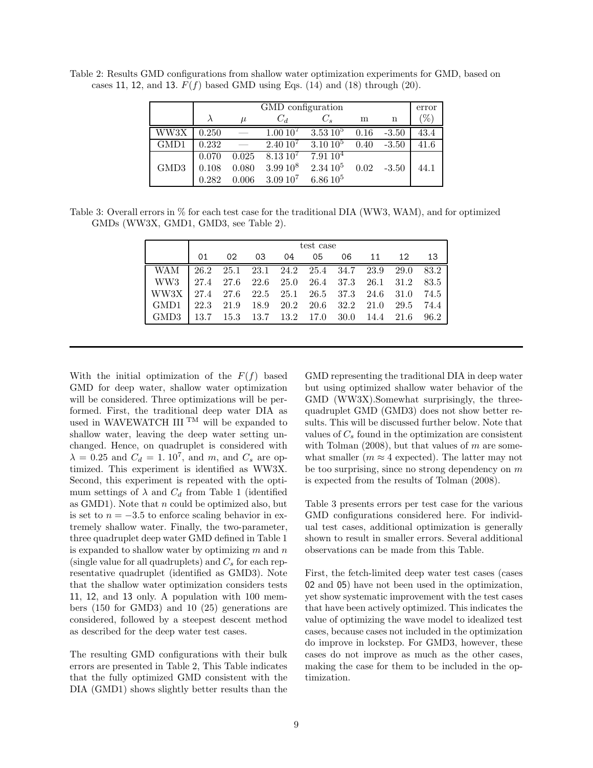Table 2: Results GMD configurations from shallow water optimization experiments for GMD, based on cases 11, 12, and 13. $F(f)$ based GMD using Eqs. (14) and (18) through (20).

| | GMD configuration | | | | | | error |
|---|---|---|---|---|---|---|---|
| | $\lambda$ | $\mu$ | $C_d$ | $C_s$ | m | n | (%) |
| WW3X | 0.250 | — | $1.00\,10^7$ | $3.53\,10^5$ | 0.16 | -3.50 | 43.4 |
| GMD1 | 0.232 | — | $2.40\,10^7$ | $3.10\,10^5$ | 0.40 | -3.50 | 41.6 |
| GMD3 | 0.070 | 0.025 | $8.13\,10^7$ | $7.91\,10^4$ | 0.02 | -3.50 | 44.1 |
| | 0.108 | 0.080 | $3.99\,10^8$ | $2.34\,10^5$ | | | |
| | 0.282 | 0.006 | $3.09\,10^7$ | $6.86\,10^5$ | | | |

Table 3: Overall errors in % for each test case for the traditional DIA (WW3, WAM), and for optimized GMDs (WW3X, GMD1, GMD3, see Table 2).

| | test case | | | | | | | | |
|---|---|---|---|---|---|---|---|---|---|
| | 01 | 02 | 03 | 04 | 05 | 06 | 11 | 12 | 13 |
| WAM | 26.2 | 25.1 | 23.1 | 24.2 | 25.4 | 34.7 | 23.9 | 29.0 | 83.2 |
| WW3 | 27.4 | 27.6 | 22.6 | 25.0 | 26.4 | 37.3 | 26.1 | 31.2 | 83.5 |
| WW3X | 27.4 | 27.6 | 22.5 | 25.1 | 26.5 | 37.3 | 24.6 | 31.0 | 74.5 |
| GMD1 | 22.3 | 21.9 | 18.9 | 20.2 | 20.6 | 32.2 | 21.0 | 29.5 | 74.4 |
| GMD3 | 13.7 | 15.3 | 13.7 | 13.2 | 17.0 | 30.0 | 14.4 | 21.6 | 96.2 |

With the initial optimization of the $F(f)$ based GMD for deep water, shallow water optimization will be considered. Three optimizations will be performed. First, the traditional deep water DIA as used in WAVEWATCH III ™ will be expanded to shallow water, leaving the deep water setting unchanged. Hence, on quadruplet is considered with $\lambda = 0.25$ and $C_d = 1.\,10^7$, and $m$, and $C_s$ are optimized. This experiment is identified as WW3X. Second, this experiment is repeated with the optimum settings of $\lambda$ and $C_d$ from Table 1 (identified as GMD1). Note that $n$ could be optimized also, but is set to $n = -3.5$ to enforce scaling behavior in extremely shallow water. Finally, the two-parameter, three quadruplet deep water GMD defined in Table 1 is expanded to shallow water by optimizing $m$ and $n$ (single value for all quadruplets) and $C_s$ for each representative quadruplet (identified as GMD3). Note that the shallow water optimization considers tests 11, 12, and 13 only. A population with 100 members (150 for GMD3) and 10 (25) generations are considered, followed by a steepest descent method as described for the deep water test cases.

The resulting GMD configurations with their bulk errors are presented in Table 2, This Table indicates that the fully optimized GMD consistent with the DIA (GMD1) shows slightly better results than the GMD representing the traditional DIA in deep water but using optimized shallow water behavior of the GMD (WW3X).Somewhat surprisingly, the three-quadruplet GMD (GMD3) does not show better results. This will be discussed further below. Note that values of $C_s$ found in the optimization are consistent with Tolman (2008), but that values of $m$ are somewhat smaller ($m \approx 4$ expected). The latter may not be too surprising, since no strong dependency on $m$ is expected from the results of Tolman (2008).

Table 3 presents errors per test case for the various GMD configurations considered here. For individual test cases, additional optimization is generally shown to result in smaller errors. Several additional observations can be made from this Table.

First, the fetch-limited deep water test cases (cases 02 and 05) have not been used in the optimization, yet show systematic improvement with the test cases that have been actively optimized. This indicates the value of optimizing the wave model to idealized test cases, because cases not included in the optimization do improve in lockstep. For GMD3, however, these cases do not improve as much as the other cases, making the case for them to be included in the optimization.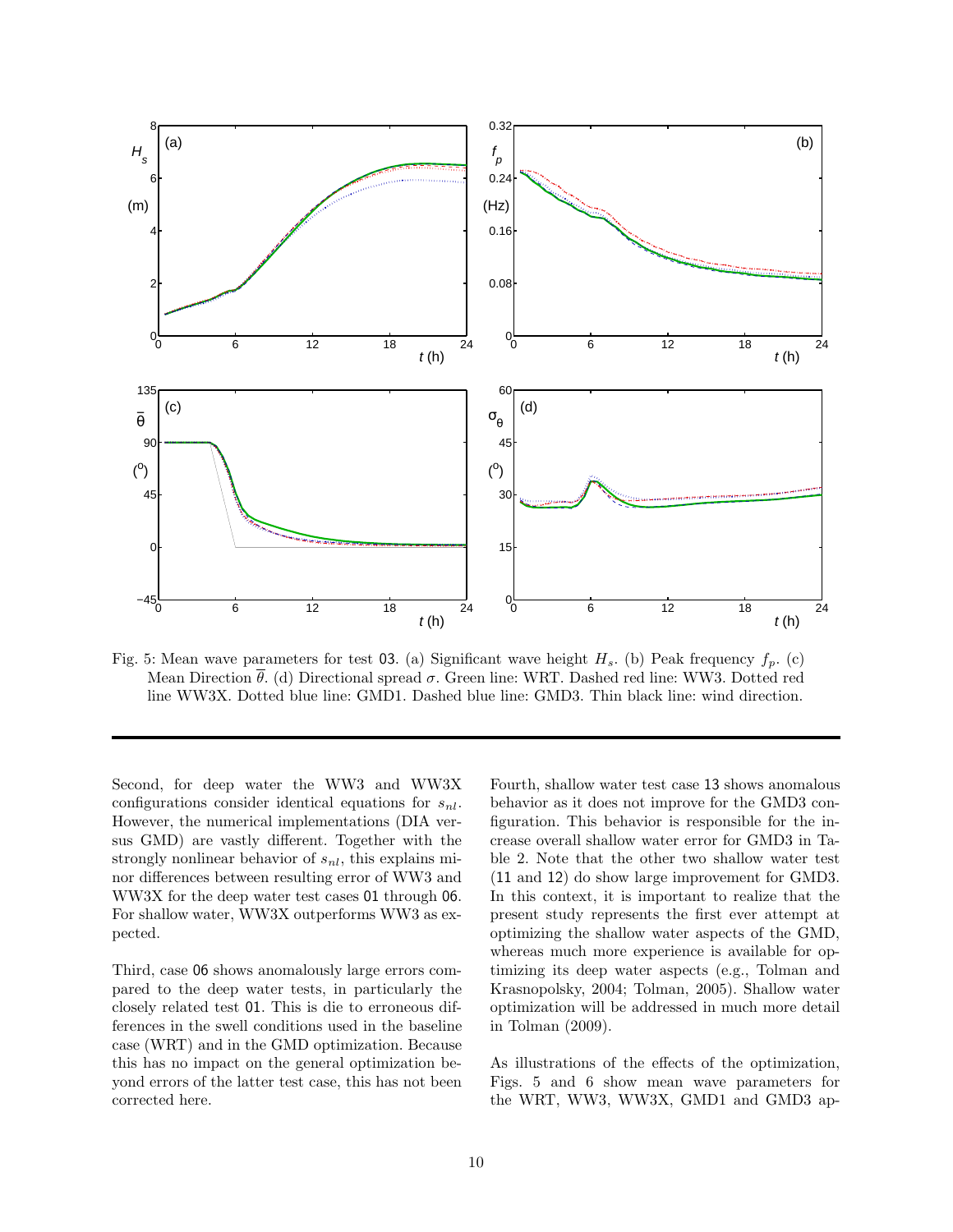Fig. 5: Mean wave parameters for test 03. (a) Significant wave height $H_s$. (b) Peak frequency $f_p$. (c) Mean Direction $\overline{\theta}$. (d) Directional spread $\sigma$. Green line: WRT. Dashed red line: WW3. Dotted red line WW3X. Dotted blue line: GMD1. Dashed blue line: GMD3. Thin black line: wind direction.

---

Second, for deep water the WW3 and WW3X configurations consider identical equations for $s_{nl}$. However, the numerical implementations (DIA versus GMD) are vastly different. Together with the strongly nonlinear behavior of $s_{nl}$, this explains minor differences between resulting error of WW3 and WW3X for the deep water test cases 01 through 06. For shallow water, WW3X outperforms WW3 as expected.

Third, case 06 shows anomalously large errors compared to the deep water tests, in particularly the closely related test 01. This is die to erroneous differences in the swell conditions used in the baseline case (WRT) and in the GMD optimization. Because this has no impact on the general optimization beyond errors of the latter test case, this has not been corrected here.

Fourth, shallow water test case 13 shows anomalous behavior as it does not improve for the GMD3 configuration. This behavior is responsible for the increase overall shallow water error for GMD3 in Table 2. Note that the other two shallow water test (11 and 12) do show large improvement for GMD3. In this context, it is important to realize that the present study represents the first ever attempt at optimizing the shallow water aspects of the GMD, whereas much more experience is available for optimizing its deep water aspects (e.g., Tolman and Krasnopolsky, 2004; Tolman, 2005). Shallow water optimization will be addressed in much more detail in Tolman (2009).

As illustrations of the effects of the optimization, Figs. 5 and 6 show mean wave parameters for the WRT, WW3, WW3X, GMD1 and GMD3 ap-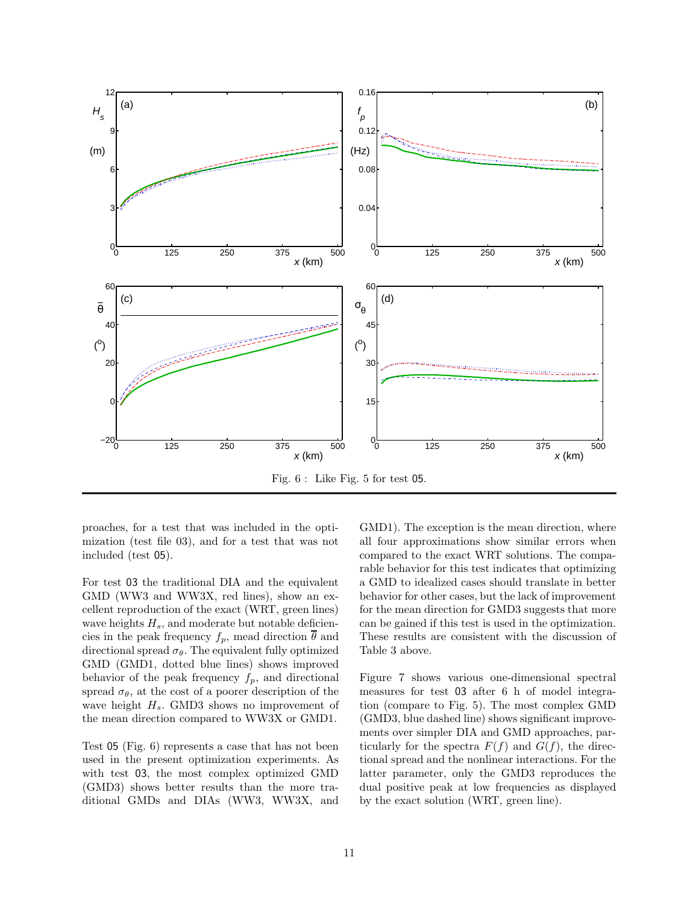Fig. 6 : Like Fig. 5 for test 05.

proaches, for a test that was included in the optimization (test file 03), and for a test that was not included (test 05).

For test 03 the traditional DIA and the equivalent GMD (WW3 and WW3X, red lines), show an excellent reproduction of the exact (WRT, green lines) wave heights $H_s$, and moderate but notable deficiencies in the peak frequency $f_p$, mead direction $\overline{\theta}$ and directional spread $\sigma_\theta$. The equivalent fully optimized GMD (GMD1, dotted blue lines) shows improved behavior of the peak frequency $f_p$, and directional spread $\sigma_\theta$, at the cost of a poorer description of the wave height $H_s$. GMD3 shows no improvement of the mean direction compared to WW3X or GMD1.

Test 05 (Fig. 6) represents a case that has not been used in the present optimization experiments. As with test 03, the most complex optimized GMD (GMD3) shows better results than the more traditional GMDs and DIAs (WW3, WW3X, and GMD1). The exception is the mean direction, where all four approximations show similar errors when compared to the exact WRT solutions. The comparable behavior for this test indicates that optimizing a GMD to idealized cases should translate in better behavior for other cases, but the lack of improvement for the mean direction for GMD3 suggests that more can be gained if this test is used in the optimization. These results are consistent with the discussion of Table 3 above.

Figure 7 shows various one-dimensional spectral measures for test 03 after 6 h of model integration (compare to Fig. 5). The most complex GMD (GMD3, blue dashed line) shows significant improvements over simpler DIA and GMD approaches, particularly for the spectra $F(f)$ and $G(f)$, the directional spread and the nonlinear interactions. For the latter parameter, only the GMD3 reproduces the dual positive peak at low frequencies as displayed by the exact solution (WRT, green line).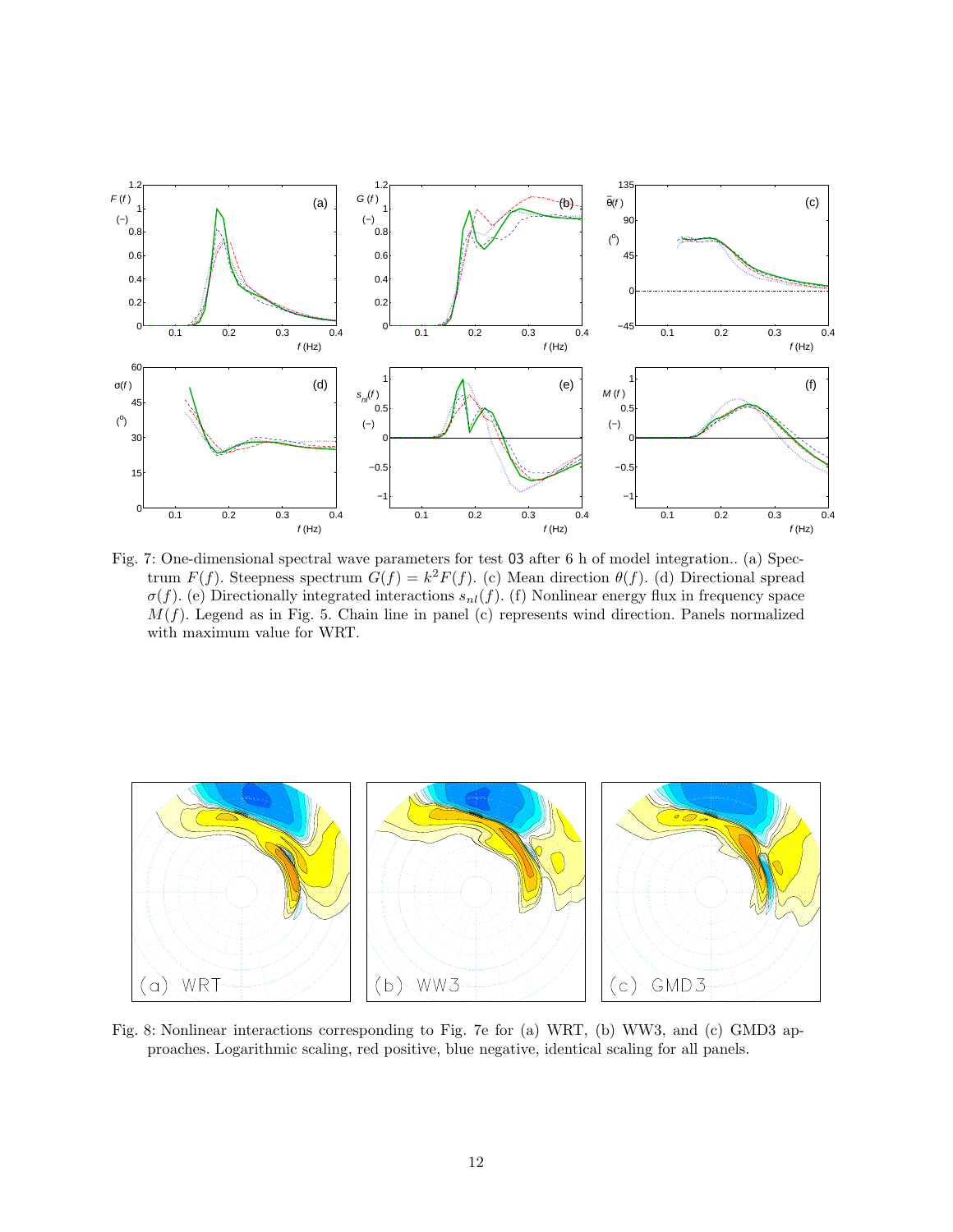Fig. 7: One-dimensional spectral wave parameters for test 03 after 6 h of model integration.. (a) Spectrum $F(f)$. Steepness spectrum $G(f) = k^2 F(f)$. (c) Mean direction $\theta(f)$. (d) Directional spread $\sigma(f)$. (e) Directionally integrated interactions $s_{nl}(f)$. (f) Nonlinear energy flux in frequency space $M(f)$. Legend as in Fig. 5. Chain line in panel (c) represents wind direction. Panels normalized with maximum value for WRT.

Fig. 8: Nonlinear interactions corresponding to Fig. 7e for (a) WRT, (b) WW3, and (c) GMD3 approaches. Logarithmic scaling, red positive, blue negative, identical scaling for all panels.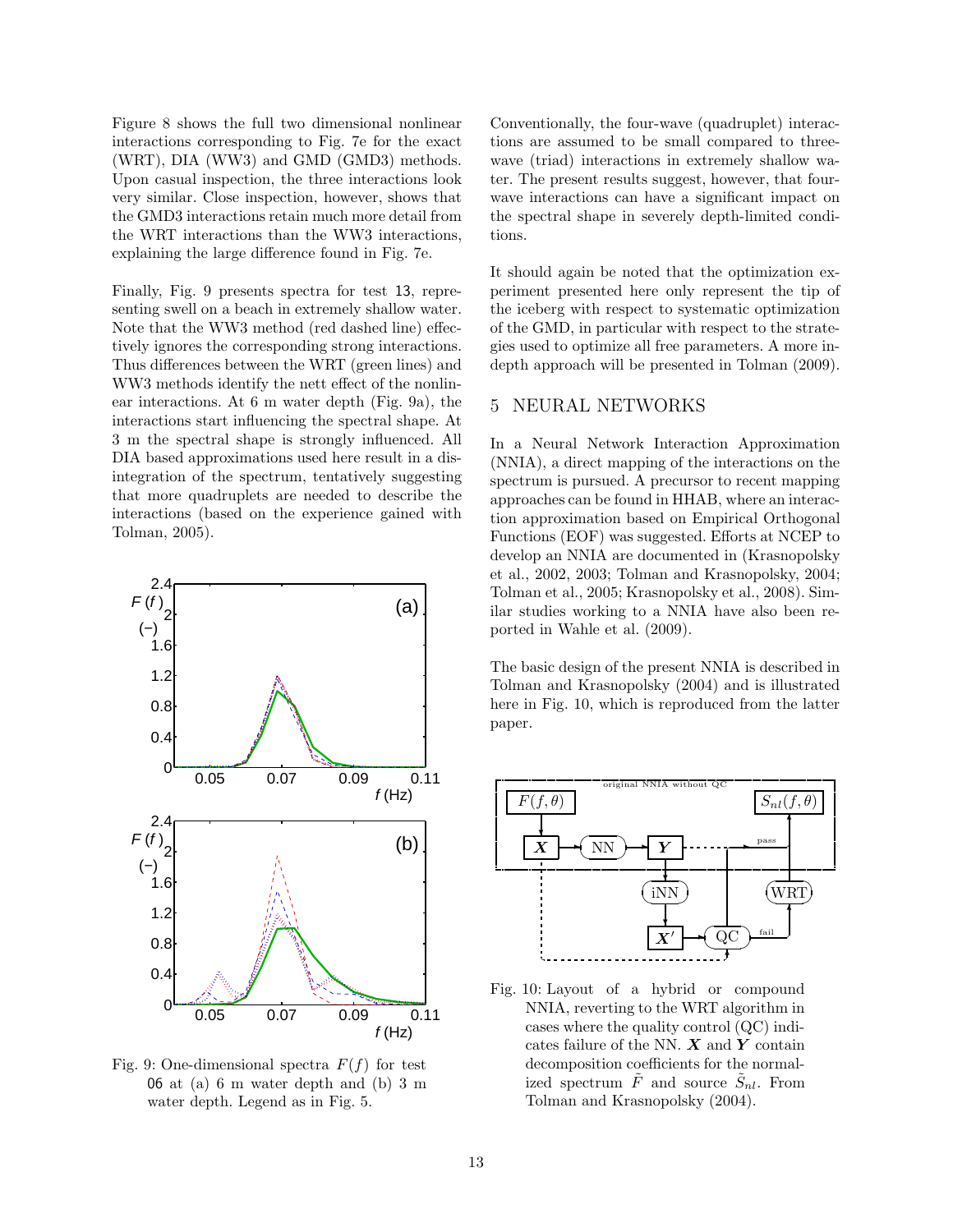Figure 8 shows the full two dimensional nonlinear interactions corresponding to Fig. 7e for the exact (WRT), DIA (WW3) and GMD (GMD3) methods. Upon casual inspection, the three interactions look very similar. Close inspection, however, shows that the GMD3 interactions retain much more detail from the WRT interactions than the WW3 interactions, explaining the large difference found in Fig. 7e.

Finally, Fig. 9 presents spectra for test 13, representing swell on a beach in extremely shallow water. Note that the WW3 method (red dashed line) effectively ignores the corresponding strong interactions. Thus differences between the WRT (green lines) and WW3 methods identify the nett effect of the nonlinear interactions. At 6 m water depth (Fig. 9a), the interactions start influencing the spectral shape. At 3 m the spectral shape is strongly influenced. All DIA based approximations used here result in a disintegration of the spectrum, tentatively suggesting that more quadruplets are needed to describe the interactions (based on the experience gained with Tolman, 2005).

Fig. 9: One-dimensional spectra $F(f)$ for test 06 at (a) 6 m water depth and (b) 3 m water depth. Legend as in Fig. 5.

Conventionally, the four-wave (quadruplet) interactions are assumed to be small compared to three-wave (triad) interactions in extremely shallow water. The present results suggest, however, that four-wave interactions can have a significant impact on the spectral shape in severely depth-limited conditions.

It should again be noted that the optimization experiment presented here only represent the tip of the iceberg with respect to systematic optimization of the GMD, in particular with respect to the strategies used to optimize all free parameters. A more in-depth approach will be presented in Tolman (2009).

## 5 NEURAL NETWORKS

In a Neural Network Interaction Approximation (NNIA), a direct mapping of the interactions on the spectrum is pursued. A precursor to recent mapping approaches can be found in HHAB, where an interaction approximation based on Empirical Orthogonal Functions (EOF) was suggested. Efforts at NCEP to develop an NNIA are documented in (Krasnopolsky et al., 2002, 2003; Tolman and Krasnopolsky, 2004; Tolman et al., 2005; Krasnopolsky et al., 2008). Similar studies working to a NNIA have also been reported in Wahle et al. (2009).

The basic design of the present NNIA is described in Tolman and Krasnopolsky (2004) and is illustrated here in Fig. 10, which is reproduced from the latter paper.

Fig. 10: Layout of a hybrid or compound NNIA, reverting to the WRT algorithm in cases where the quality control (QC) indicates failure of the NN. $\boldsymbol{X}$ and $\boldsymbol{Y}$ contain decomposition coefficients for the normalized spectrum $\tilde{F}$ and source $\tilde{S}_{nl}$. From Tolman and Krasnopolsky (2004).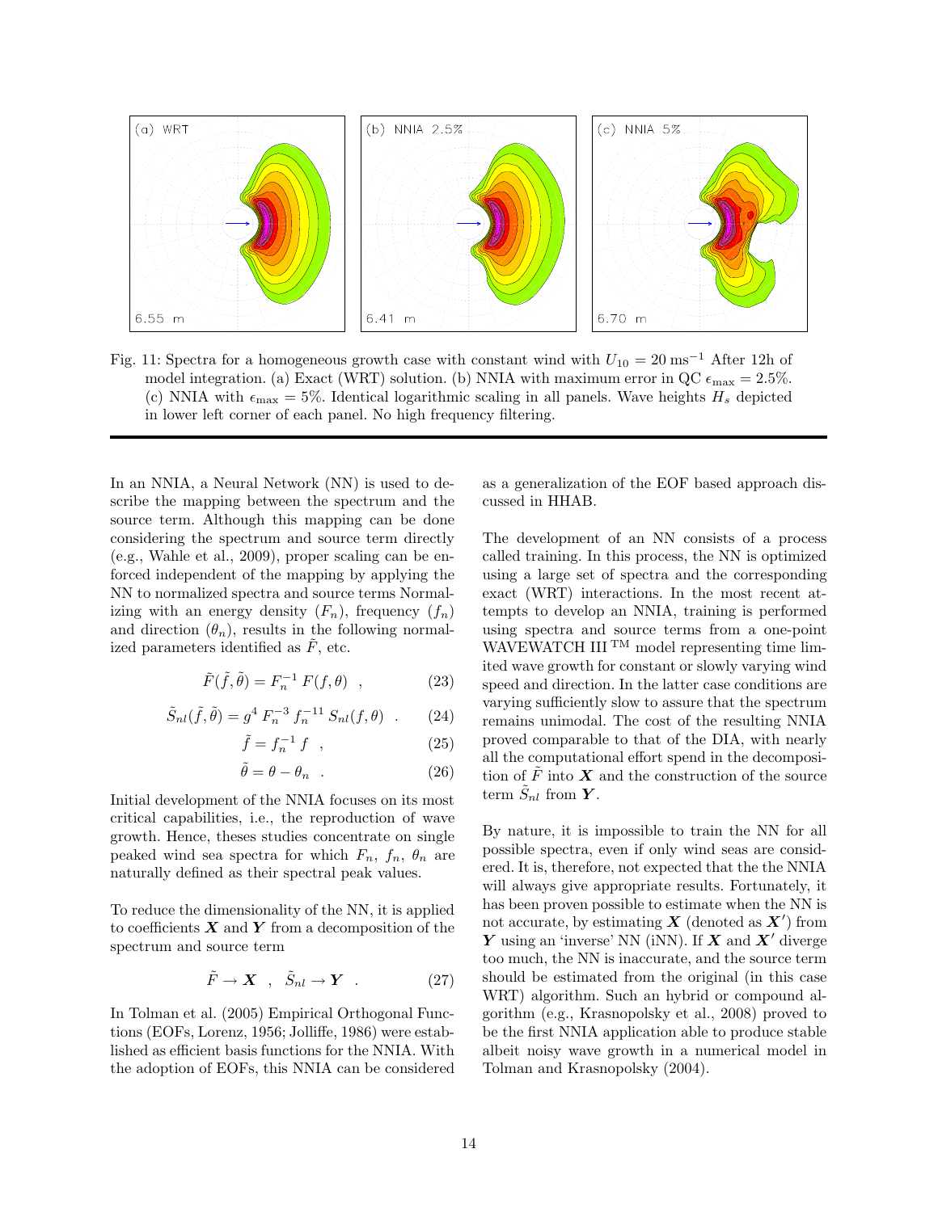Fig. 11: Spectra for a homogeneous growth case with constant wind with $U_{10} = 20\,\mathrm{ms}^{-1}$ After 12h of model integration. (a) Exact (WRT) solution. (b) NNIA with maximum error in QC $\epsilon_{\max} = 2.5\%$. (c) NNIA with $\epsilon_{\max} = 5\%$. Identical logarithmic scaling in all panels. Wave heights $H_s$ depicted in lower left corner of each panel. No high frequency filtering.

In an NNIA, a Neural Network (NN) is used to describe the mapping between the spectrum and the source term. Although this mapping can be done considering the spectrum and source term directly (e.g., Wahle et al., 2009), proper scaling can be enforced independent of the mapping by applying the NN to normalized spectra and source terms Normalizing with an energy density ($F_n$), frequency ($f_n$) and direction ($\theta_n$), results in the following normalized parameters identified as $\tilde{F}$, etc.

$$\tilde{F}(\tilde{f},\tilde{\theta}) = F_n^{-1}\, F(f,\theta) \quad , \tag{23}$$

$$\tilde{S}_{nl}(\tilde{f},\tilde{\theta}) = g^4\, F_n^{-3}\, f_n^{-11}\, S_{nl}(f,\theta) \quad . \tag{24}$$

$$\tilde{f} = f_n^{-1}\, f \quad , \tag{25}$$

$$\tilde{\theta} = \theta - \theta_n \quad . \tag{26}$$

Initial development of the NNIA focuses on its most critical capabilities, i.e., the reproduction of wave growth. Hence, theses studies concentrate on single peaked wind sea spectra for which $F_n$, $f_n$, $\theta_n$ are naturally defined as their spectral peak values.

To reduce the dimensionality of the NN, it is applied to coefficients $\boldsymbol{X}$ and $\boldsymbol{Y}$ from a decomposition of the spectrum and source term

$$\tilde{F} \rightarrow \boldsymbol{X} \quad , \quad \tilde{S}_{nl} \rightarrow \boldsymbol{Y} \quad . \tag{27}$$

In Tolman et al. (2005) Empirical Orthogonal Functions (EOFs, Lorenz, 1956; Jolliffe, 1986) were established as efficient basis functions for the NNIA. With the adoption of EOFs, this NNIA can be considered as a generalization of the EOF based approach discussed in HHAB.

The development of an NN consists of a process called training. In this process, the NN is optimized using a large set of spectra and the corresponding exact (WRT) interactions. In the most recent attempts to develop an NNIA, training is performed using spectra and source terms from a one-point WAVEWATCH III™ model representing time limited wave growth for constant or slowly varying wind speed and direction. In the latter case conditions are varying sufficiently slow to assure that the spectrum remains unimodal. The cost of the resulting NNIA proved comparable to that of the DIA, with nearly all the computational effort spend in the decomposition of $\tilde{F}$ into $\boldsymbol{X}$ and the construction of the source term $\tilde{S}_{nl}$ from $\boldsymbol{Y}$.

By nature, it is impossible to train the NN for all possible spectra, even if only wind seas are considered. It is, therefore, not expected that the NNIA will always give appropriate results. Fortunately, it has been proven possible to estimate when the NN is not accurate, by estimating $\boldsymbol{X}$ (denoted as $\boldsymbol{X}'$) from $\boldsymbol{Y}$ using an 'inverse' NN (iNN). If $\boldsymbol{X}$ and $\boldsymbol{X}'$ diverge too much, the NN is inaccurate, and the source term should be estimated from the original (in this case WRT) algorithm. Such an hybrid or compound algorithm (e.g., Krasnopolsky et al., 2008) proved to be the first NNIA application able to produce stable albeit noisy wave growth in a numerical model in Tolman and Krasnopolsky (2004).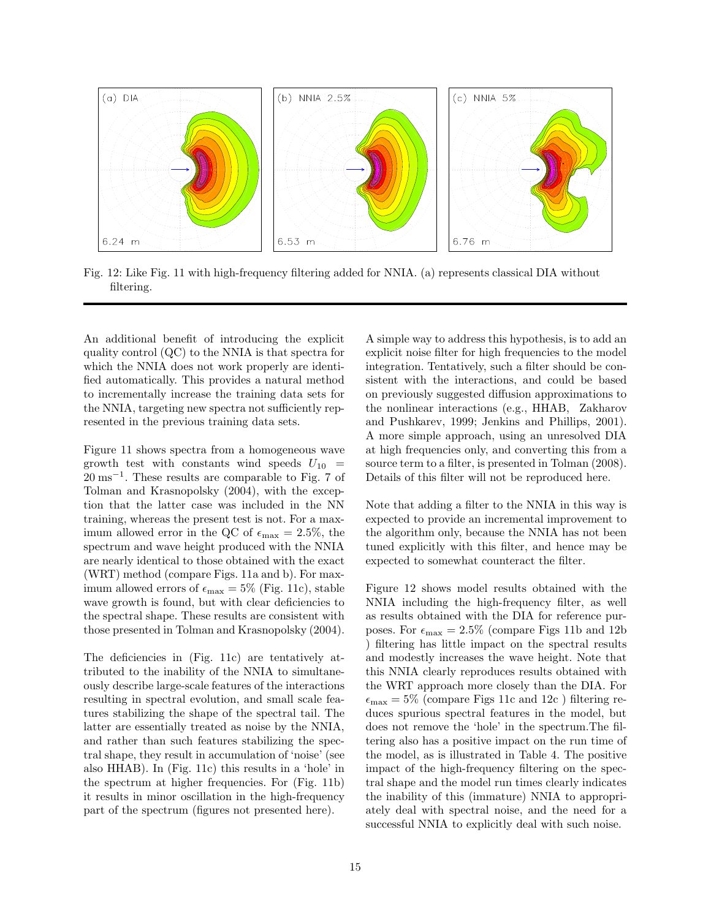Fig. 12: Like Fig. 11 with high-frequency filtering added for NNIA. (a) represents classical DIA without filtering.

An additional benefit of introducing the explicit quality control (QC) to the NNIA is that spectra for which the NNIA does not work properly are identified automatically. This provides a natural method to incrementally increase the training data sets for the NNIA, targeting new spectra not sufficiently represented in the previous training data sets.

Figure 11 shows spectra from a homogeneous wave growth test with constants wind speeds $U_{10} = 20\,\mathrm{ms}^{-1}$. These results are comparable to Fig. 7 of Tolman and Krasnopolsky (2004), with the exception that the latter case was included in the NN training, whereas the present test is not. For a maximum allowed error in the QC of $\epsilon_{\max} = 2.5\%$, the spectrum and wave height produced with the NNIA are nearly identical to those obtained with the exact (WRT) method (compare Figs. 11a and b). For maximum allowed errors of $\epsilon_{\max} = 5\%$ (Fig. 11c), stable wave growth is found, but with clear deficiencies to the spectral shape. These results are consistent with those presented in Tolman and Krasnopolsky (2004).

The deficiencies in (Fig. 11c) are tentatively attributed to the inability of the NNIA to simultaneously describe large-scale features of the interactions resulting in spectral evolution, and small scale features stabilizing the shape of the spectral tail. The latter are essentially treated as noise by the NNIA, and rather than such features stabilizing the spectral shape, they result in accumulation of 'noise' (see also HHAB). In (Fig. 11c) this results in a 'hole' in the spectrum at higher frequencies. For (Fig. 11b) it results in minor oscillation in the high-frequency part of the spectrum (figures not presented here).

A simple way to address this hypothesis, is to add an explicit noise filter for high frequencies to the model integration. Tentatively, such a filter should be consistent with the interactions, and could be based on previously suggested diffusion approximations to the nonlinear interactions (e.g., HHAB, Zakharov and Pushkarev, 1999; Jenkins and Phillips, 2001). A more simple approach, using an unresolved DIA at high frequencies only, and converting this from a source term to a filter, is presented in Tolman (2008). Details of this filter will not be reproduced here.

Note that adding a filter to the NNIA in this way is expected to provide an incremental improvement to the algorithm only, because the NNIA has not been tuned explicitly with this filter, and hence may be expected to somewhat counteract the filter.

Figure 12 shows model results obtained with the NNIA including the high-frequency filter, as well as results obtained with the DIA for reference purposes. For $\epsilon_{\max} = 2.5\%$ (compare Figs 11b and 12b ) filtering has little impact on the spectral results and modestly increases the wave height. Note that this NNIA clearly reproduces results obtained with the WRT approach more closely than the DIA. For $\epsilon_{\max} = 5\%$ (compare Figs 11c and 12c ) filtering reduces spurious spectral features in the model, but does not remove the 'hole' in the spectrum.The filtering also has a positive impact on the run time of the model, as is illustrated in Table 4. The positive impact of the high-frequency filtering on the spectral shape and the model run times clearly indicates the inability of this (immature) NNIA to appropriately deal with spectral noise, and the need for a successful NNIA to explicitly deal with such noise.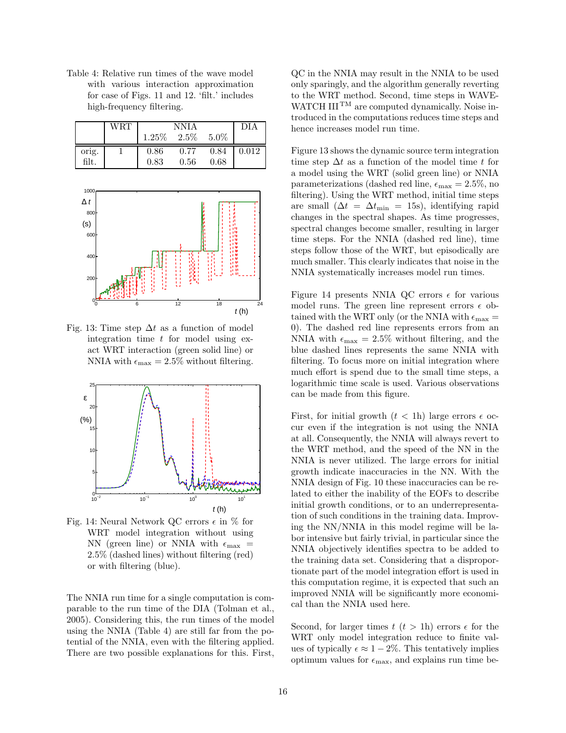Table 4: Relative run times of the wave model with various interaction approximation for case of Figs. 11 and 12. 'filt.' includes high-frequency filtering.

| | WRT | NNIA | | | DIA |
|---|---|---|---|---|---|
| | | 1.25% | 2.5% | 5.0% | |
| orig. | 1 | 0.86 | 0.77 | 0.84 | 0.012 |
| filt. | | 0.83 | 0.56 | 0.68 | |

Fig. 13: Time step $\Delta t$ as a function of model integration time $t$ for model using exact WRT interaction (green solid line) or NNIA with $\epsilon_{\max} = 2.5\%$ without filtering.

Fig. 14: Neural Network QC errors $\epsilon$ in % for WRT model integration without using NN (green line) or NNIA with $\epsilon_{\max} = 2.5\%$ (dashed lines) without filtering (red) or with filtering (blue).

The NNIA run time for a single computation is comparable to the run time of the DIA (Tolman et al., 2005). Considering this, the run times of the model using the NNIA (Table 4) are still far from the potential of the NNIA, even with the filtering applied. There are two possible explanations for this. First, QC in the NNIA may result in the NNIA to be used only sparingly, and the algorithm generally reverting to the WRT method. Second, time steps in WAVEWATCH III$^{\text{TM}}$ are computed dynamically. Noise introduced in the computations reduces time steps and hence increases model run time.

Figure 13 shows the dynamic source term integration time step $\Delta t$ as a function of the model time $t$ for a model using the WRT (solid green line) or NNIA parameterizations (dashed red line, $\epsilon_{\max} = 2.5\%$, no filtering). Using the WRT method, initial time steps are small ($\Delta t = \Delta t_{\min} = 15$s), identifying rapid changes in the spectral shapes. As time progresses, spectral changes become smaller, resulting in larger time steps. For the NNIA (dashed red line), time steps follow those of the WRT, but episodically are much smaller. This clearly indicates that noise in the NNIA systematically increases model run times.

Figure 14 presents NNIA QC errors $\epsilon$ for various model runs. The green line represent errors $\epsilon$ obtained with the WRT only (or the NNIA with $\epsilon_{\max} = 0$). The dashed red line represents errors from an NNIA with $\epsilon_{\max} = 2.5\%$ without filtering, and the blue dashed lines represents the same NNIA with filtering. To focus more on initial integration where much effort is spend due to the small time steps, a logarithmic time scale is used. Various observations can be made from this figure.

First, for initial growth ($t < 1$h) large errors $\epsilon$ occur even if the integration is not using the NNIA at all. Consequently, the NNIA will always revert to the WRT method, and the speed of the NN in the NNIA is never utilized. The large errors for initial growth indicate inaccuracies in the NN. With the NNIA design of Fig. 10 these inaccuracies can be related to either the inability of the EOFs to describe initial growth conditions, or to an underrepresentation of such conditions in the training data. Improving the NN/NNIA in this model regime will be labor intensive but fairly trivial, in particular since the NNIA objectively identifies spectra to be added to the training data set. Considering that a disproportionate part of the model integration effort is used in this computation regime, it is expected that such an improved NNIA will be significantly more economical than the NNIA used here.

Second, for larger times $t$ ($t > 1$h) errors $\epsilon$ for the WRT only model integration reduce to finite values of typically $\epsilon \approx 1-2\%$. This tentatively implies optimum values for $\epsilon_{\max}$, and explains run time be-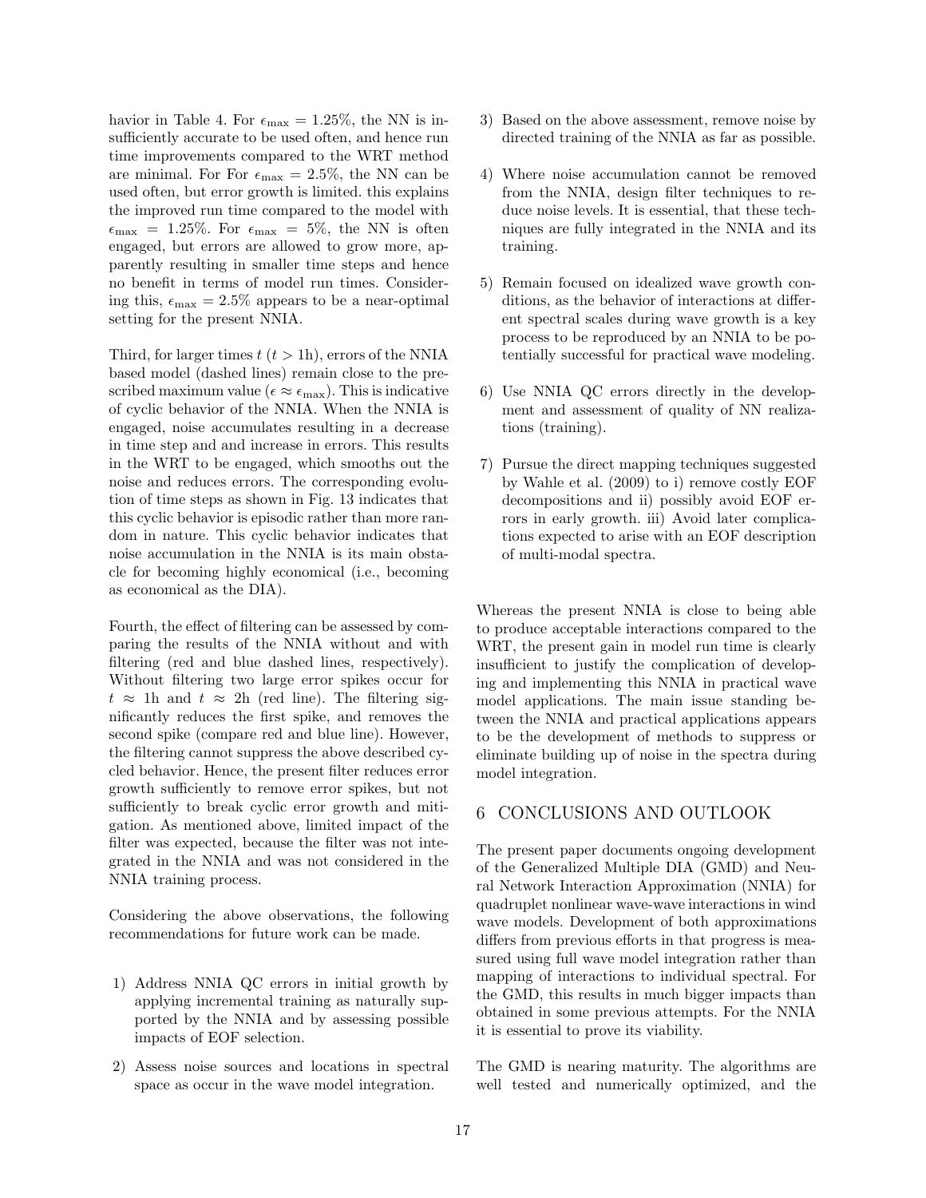havior in Table 4. For $\epsilon_{\max} = 1.25\%$, the NN is insufficiently accurate to be used often, and hence run time improvements compared to the WRT method are minimal. For For $\epsilon_{\max} = 2.5\%$, the NN can be used often, but error growth is limited. this explains the improved run time compared to the model with $\epsilon_{\max} = 1.25\%$. For $\epsilon_{\max} = 5\%$, the NN is often engaged, but errors are allowed to grow more, apparently resulting in smaller time steps and hence no benefit in terms of model run times. Considering this, $\epsilon_{\max} = 2.5\%$ appears to be a near-optimal setting for the present NNIA.

Third, for larger times $t$ ($t > 1$h), errors of the NNIA based model (dashed lines) remain close to the prescribed maximum value ($\epsilon \approx \epsilon_{\max}$). This is indicative of cyclic behavior of the NNIA. When the NNIA is engaged, noise accumulates resulting in a decrease in time step and and increase in errors. This results in the WRT to be engaged, which smooths out the noise and reduces errors. The corresponding evolution of time steps as shown in Fig. 13 indicates that this cyclic behavior is episodic rather than more random in nature. This cyclic behavior indicates that noise accumulation in the NNIA is its main obstacle for becoming highly economical (i.e., becoming as economical as the DIA).

Fourth, the effect of filtering can be assessed by comparing the results of the NNIA without and with filtering (red and blue dashed lines, respectively). Without filtering two large error spikes occur for $t \approx 1$h and $t \approx 2$h (red line). The filtering significantly reduces the first spike, and removes the second spike (compare red and blue line). However, the filtering cannot suppress the above described cycled behavior. Hence, the present filter reduces error growth sufficiently to remove error spikes, but not sufficiently to break cyclic error growth and mitigation. As mentioned above, limited impact of the filter was expected, because the filter was not integrated in the NNIA and was not considered in the NNIA training process.

Considering the above observations, the following recommendations for future work can be made.

1) Address NNIA QC errors in initial growth by applying incremental training as naturally supported by the NNIA and by assessing possible impacts of EOF selection.

2) Assess noise sources and locations in spectral space as occur in the wave model integration.

3) Based on the above assessment, remove noise by directed training of the NNIA as far as possible.

4) Where noise accumulation cannot be removed from the NNIA, design filter techniques to reduce noise levels. It is essential, that these techniques are fully integrated in the NNIA and its training.

5) Remain focused on idealized wave growth conditions, as the behavior of interactions at different spectral scales during wave growth is a key process to be reproduced by an NNIA to be potentially successful for practical wave modeling.

6) Use NNIA QC errors directly in the development and assessment of quality of NN realizations (training).

7) Pursue the direct mapping techniques suggested by Wahle et al. (2009) to i) remove costly EOF decompositions and ii) possibly avoid EOF errors in early growth. iii) Avoid later complications expected to arise with an EOF description of multi-modal spectra.

Whereas the present NNIA is close to being able to produce acceptable interactions compared to the WRT, the present gain in model run time is clearly insufficient to justify the complication of developing and implementing this NNIA in practical wave model applications. The main issue standing between the NNIA and practical applications appears to be the development of methods to suppress or eliminate building up of noise in the spectra during model integration.

## 6 CONCLUSIONS AND OUTLOOK

The present paper documents ongoing development of the Generalized Multiple DIA (GMD) and Neural Network Interaction Approximation (NNIA) for quadruplet nonlinear wave-wave interactions in wind wave models. Development of both approximations differs from previous efforts in that progress is measured using full wave model integration rather than mapping of interactions to individual spectral. For the GMD, this results in much bigger impacts than obtained in some previous attempts. For the NNIA it is essential to prove its viability.

The GMD is nearing maturity. The algorithms are well tested and numerically optimized, and the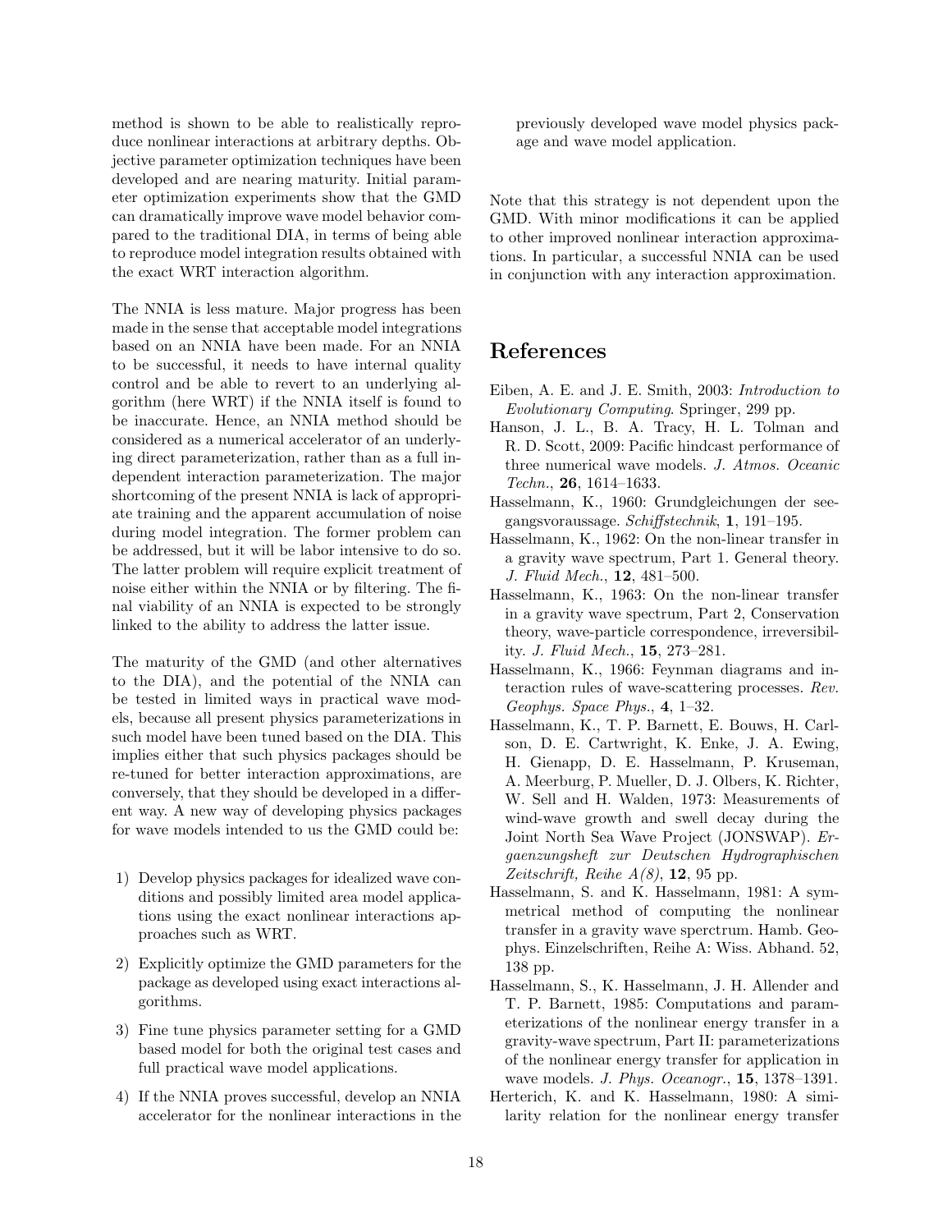method is shown to be able to realistically reproduce nonlinear interactions at arbitrary depths. Objective parameter optimization techniques have been developed and are nearing maturity. Initial parameter optimization experiments show that the GMD can dramatically improve wave model behavior compared to the traditional DIA, in terms of being able to reproduce model integration results obtained with the exact WRT interaction algorithm.

The NNIA is less mature. Major progress has been made in the sense that acceptable model integrations based on an NNIA have been made. For an NNIA to be successful, it needs to have internal quality control and be able to revert to an underlying algorithm (here WRT) if the NNIA itself is found to be inaccurate. Hence, an NNIA method should be considered as a numerical accelerator of an underlying direct parameterization, rather than as a full independent interaction parameterization. The major shortcoming of the present NNIA is lack of appropriate training and the apparent accumulation of noise during model integration. The former problem can be addressed, but it will be labor intensive to do so. The latter problem will require explicit treatment of noise either within the NNIA or by filtering. The final viability of an NNIA is expected to be strongly linked to the ability to address the latter issue.

The maturity of the GMD (and other alternatives to the DIA), and the potential of the NNIA can be tested in limited ways in practical wave models, because all present physics parameterizations in such model have been tuned based on the DIA. This implies either that such physics packages should be re-tuned for better interaction approximations, are conversely, that they should be developed in a different way. A new way of developing physics packages for wave models intended to us the GMD could be:

1) Develop physics packages for idealized wave conditions and possibly limited area model applications using the exact nonlinear interactions approaches such as WRT.
2) Explicitly optimize the GMD parameters for the package as developed using exact interactions algorithms.
3) Fine tune physics parameter setting for a GMD based model for both the original test cases and full practical wave model applications.
4) If the NNIA proves successful, develop an NNIA accelerator for the nonlinear interactions in the previously developed wave model physics package and wave model application.

Note that this strategy is not dependent upon the GMD. With minor modifications it can be applied to other improved nonlinear interaction approximations. In particular, a successful NNIA can be used in conjunction with any interaction approximation.

# References

Eiben, A. E. and J. E. Smith, 2003: *Introduction to Evolutionary Computing*. Springer, 299 pp.

Hanson, J. L., B. A. Tracy, H. L. Tolman and R. D. Scott, 2009: Pacific hindcast performance of three numerical wave models. *J. Atmos. Oceanic Techn.*, **26**, 1614–1633.

Hasselmann, K., 1960: Grundgleichungen der seegangsvoraussage. *Schiffstechnik*, **1**, 191–195.

Hasselmann, K., 1962: On the non-linear transfer in a gravity wave spectrum, Part 1. General theory. *J. Fluid Mech.*, **12**, 481–500.

Hasselmann, K., 1963: On the non-linear transfer in a gravity wave spectrum, Part 2, Conservation theory, wave-particle correspondence, irreversibility. *J. Fluid Mech.*, **15**, 273–281.

Hasselmann, K., 1966: Feynman diagrams and interaction rules of wave-scattering processes. *Rev. Geophys. Space Phys.*, **4**, 1–32.

Hasselmann, K., T. P. Barnett, E. Bouws, H. Carlson, D. E. Cartwright, K. Enke, J. A. Ewing, H. Gienapp, D. E. Hasselmann, P. Kruseman, A. Meerburg, P. Mueller, D. J. Olbers, K. Richter, W. Sell and H. Walden, 1973: Measurements of wind-wave growth and swell decay during the Joint North Sea Wave Project (JONSWAP). *Ergaenzungsheft zur Deutschen Hydrographischen Zeitschrift, Reihe A(8)*, **12**, 95 pp.

Hasselmann, S. and K. Hasselmann, 1981: A symmetrical method of computing the nonlinear transfer in a gravity wave sperctrum. Hamb. Geophys. Einzelschriften, Reihe A: Wiss. Abhand. 52, 138 pp.

Hasselmann, S., K. Hasselmann, J. H. Allender and T. P. Barnett, 1985: Computations and parameterizations of the nonlinear energy transfer in a gravity-wave spectrum, Part II: parameterizations of the nonlinear energy transfer for application in wave models. *J. Phys. Oceanogr.*, **15**, 1378–1391.

Herterich, K. and K. Hasselmann, 1980: A similarity relation for the nonlinear energy transfer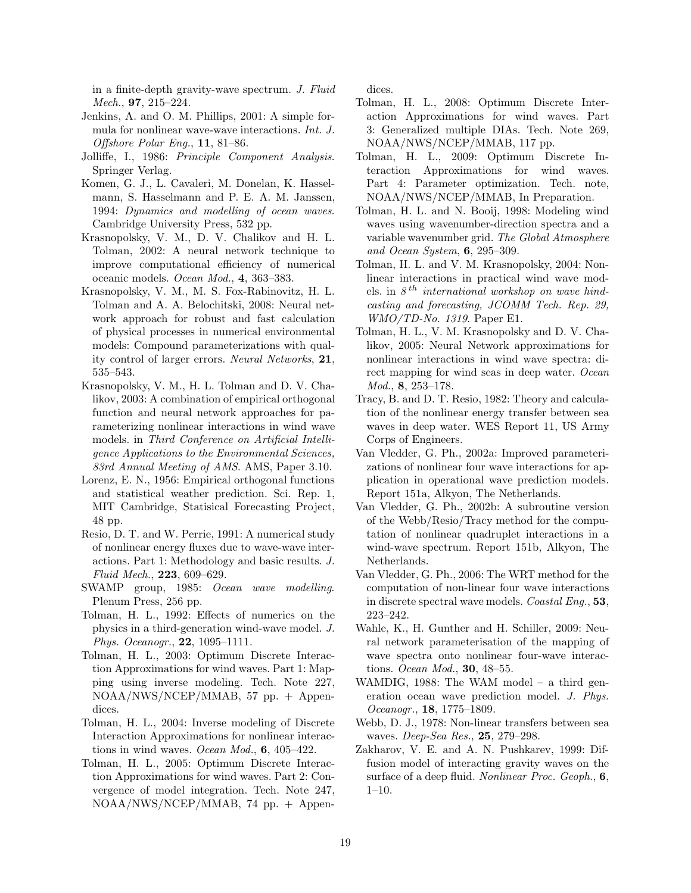in a finite-depth gravity-wave spectrum. *J. Fluid Mech.*, **97**, 215–224.

Jenkins, A. and O. M. Phillips, 2001: A simple formula for nonlinear wave-wave interactions. *Int. J. Offshore Polar Eng.*, **11**, 81–86.

Jolliffe, I., 1986: *Principle Component Analysis*. Springer Verlag.

Komen, G. J., L. Cavaleri, M. Donelan, K. Hasselmann, S. Hasselmann and P. E. A. M. Janssen, 1994: *Dynamics and modelling of ocean waves.* Cambridge University Press, 532 pp.

Krasnopolsky, V. M., D. V. Chalikov and H. L. Tolman, 2002: A neural network technique to improve computational efficiency of numerical oceanic models. *Ocean Mod.*, **4**, 363–383.

Krasnopolsky, V. M., M. S. Fox-Rabinovitz, H. L. Tolman and A. A. Belochitski, 2008: Neural network approach for robust and fast calculation of physical processes in numerical environmental models: Compound parameterizations with quality control of larger errors. *Neural Networks*, **21**, 535–543.

Krasnopolsky, V. M., H. L. Tolman and D. V. Chalikov, 2003: A combination of empirical orthogonal function and neural network approaches for parameterizing nonlinear interactions in wind wave models. in *Third Conference on Artificial Intelligence Applications to the Environmental Sciences, 83rd Annual Meeting of AMS*. AMS, Paper 3.10.

Lorenz, E. N., 1956: Empirical orthogonal functions and statistical weather prediction. Sci. Rep. 1, MIT Cambridge, Statisical Forecasting Project, 48 pp.

Resio, D. T. and W. Perrie, 1991: A numerical study of nonlinear energy fluxes due to wave-wave interactions. Part 1: Methodology and basic results. *J. Fluid Mech.*, **223**, 609–629.

SWAMP group, 1985: *Ocean wave modelling*. Plenum Press, 256 pp.

Tolman, H. L., 1992: Effects of numerics on the physics in a third-generation wind-wave model. *J. Phys. Oceanogr.*, **22**, 1095–1111.

Tolman, H. L., 2003: Optimum Discrete Interaction Approximations for wind waves. Part 1: Mapping using inverse modeling. Tech. Note 227, NOAA/NWS/NCEP/MMAB, 57 pp. + Appendices.

Tolman, H. L., 2004: Inverse modeling of Discrete Interaction Approximations for nonlinear interactions in wind waves. *Ocean Mod.*, **6**, 405–422.

Tolman, H. L., 2005: Optimum Discrete Interaction Approximations for wind waves. Part 2: Convergence of model integration. Tech. Note 247, NOAA/NWS/NCEP/MMAB, 74 pp. + Appendices.

Tolman, H. L., 2008: Optimum Discrete Interaction Approximations for wind waves. Part 3: Generalized multiple DIAs. Tech. Note 269, NOAA/NWS/NCEP/MMAB, 117 pp.

Tolman, H. L., 2009: Optimum Discrete Interaction Approximations for wind waves. Part 4: Parameter optimization. Tech. note, NOAA/NWS/NCEP/MMAB, In Preparation.

Tolman, H. L. and N. Booij, 1998: Modeling wind waves using wavenumber-direction spectra and a variable wavenumber grid. *The Global Atmosphere and Ocean System*, **6**, 295–309.

Tolman, H. L. and V. M. Krasnopolsky, 2004: Nonlinear interactions in practical wind wave models. in *8th international workshop on wave hindcasting and forecasting, JCOMM Tech. Rep. 29, WMO/TD-No. 1319*. Paper E1.

Tolman, H. L., V. M. Krasnopolsky and D. V. Chalikov, 2005: Neural Network approximations for nonlinear interactions in wind wave spectra: direct mapping for wind seas in deep water. *Ocean Mod.*, **8**, 253–178.

Tracy, B. and D. T. Resio, 1982: Theory and calculation of the nonlinear energy transfer between sea waves in deep water. WES Report 11, US Army Corps of Engineers.

Van Vledder, G. Ph., 2002a: Improved parameterizations of nonlinear four wave interactions for application in operational wave prediction models. Report 151a, Alkyon, The Netherlands.

Van Vledder, G. Ph., 2002b: A subroutine version of the Webb/Resio/Tracy method for the computation of nonlinear quadruplet interactions in a wind-wave spectrum. Report 151b, Alkyon, The Netherlands.

Van Vledder, G. Ph., 2006: The WRT method for the computation of non-linear four wave interactions in discrete spectral wave models. *Coastal Eng.*, **53**, 223–242.

Wahle, K., H. Gunther and H. Schiller, 2009: Neural network parameterisation of the mapping of wave spectra onto nonlinear four-wave interactions. *Ocean Mod.*, **30**, 48–55.

WAMDIG, 1988: The WAM model – a third generation ocean wave prediction model. *J. Phys. Oceanogr.*, **18**, 1775–1809.

Webb, D. J., 1978: Non-linear transfers between sea waves. *Deep-Sea Res.*, **25**, 279–298.

Zakharov, V. E. and A. N. Pushkarev, 1999: Diffusion model of interacting gravity waves on the surface of a deep fluid. *Nonlinear Proc. Geoph.*, **6**, 1–10.